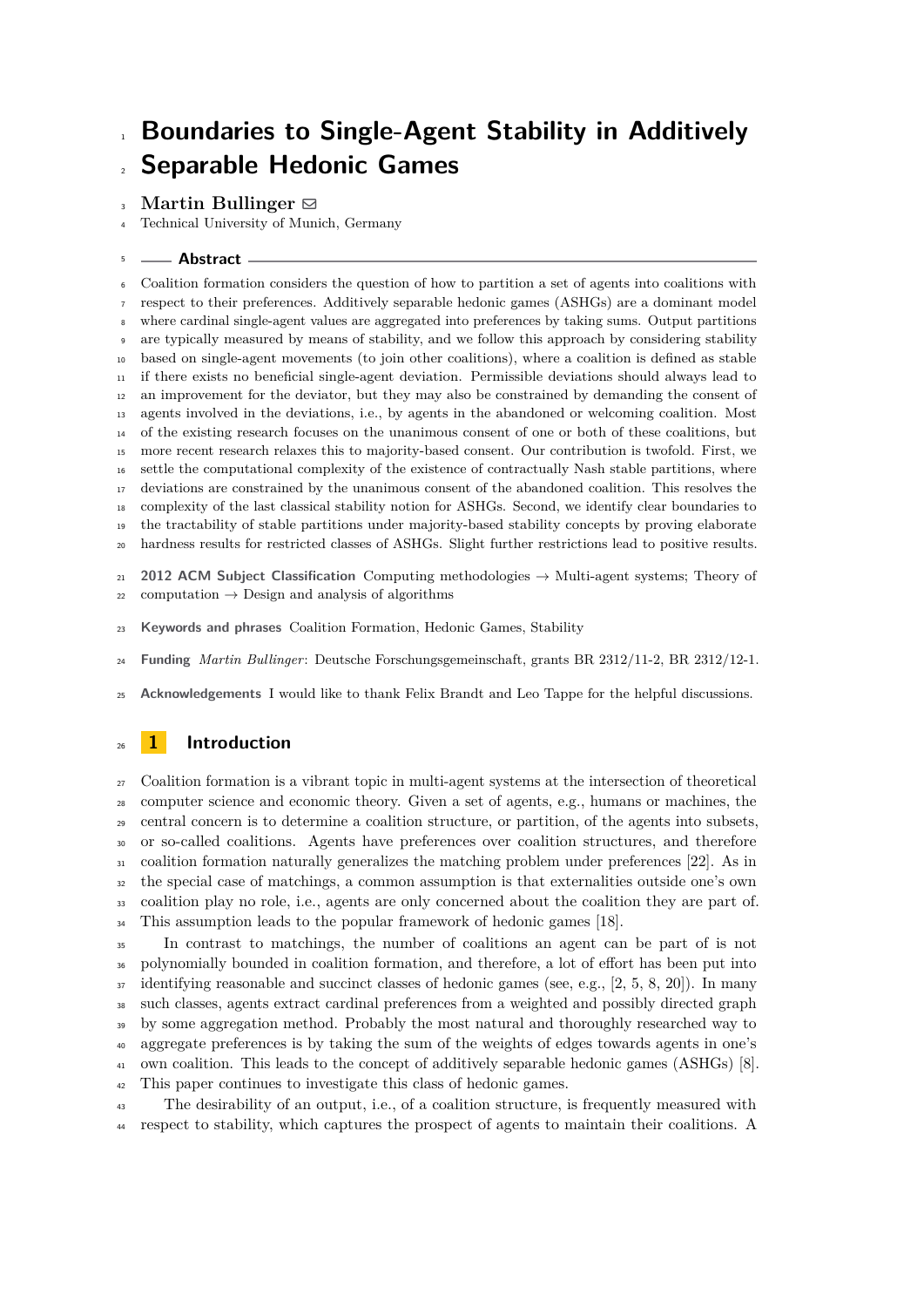# Boundaries to Single-Agent Stability in Additively Separable Hedonic Games

**Martin Bullinger** ✉

Technical University of Munich, Germany

## Abstract

Coalition formation considers the question of how to partition a set of agents into coalitions with respect to their preferences. Additively separable hedonic games (ASHGs) are a dominant model where cardinal single-agent values are aggregated into preferences by taking sums. Output partitions are typically measured by means of stability, and we follow this approach by considering stability based on single-agent movements (to join other coalitions), where a coalition is defined as stable if there exists no beneficial single-agent deviation. Permissible deviations should always lead to an improvement for the deviator, but they may also be constrained by demanding the consent of agents involved in the deviations, i.e., by agents in the abandoned or welcoming coalition. Most of the existing research focuses on the unanimous consent of one or both of these coalitions, but more recent research relaxes this to majority-based consent. Our contribution is twofold. First, we settle the computational complexity of the existence of contractually Nash stable partitions, where deviations are constrained by the unanimous consent of the abandoned coalition. This resolves the complexity of the last classical stability notion for ASHGs. Second, we identify clear boundaries to the tractability of stable partitions under majority-based stability concepts by proving elaborate hardness results for restricted classes of ASHGs. Slight further restrictions lead to positive results.

**2012 ACM Subject Classification** Computing methodologies → Multi-agent systems; Theory of computation → Design and analysis of algorithms

**Keywords and phrases** Coalition Formation, Hedonic Games, Stability

**Funding** *Martin Bullinger*: Deutsche Forschungsgemeinschaft, grants BR 2312/11-2, BR 2312/12-1.

**Acknowledgements** I would like to thank Felix Brandt and Leo Tappe for the helpful discussions.

## 1 Introduction

Coalition formation is a vibrant topic in multi-agent systems at the intersection of theoretical computer science and economic theory. Given a set of agents, e.g., humans or machines, the central concern is to determine a coalition structure, or partition, of the agents into subsets, or so-called coalitions. Agents have preferences over coalition structures, and therefore coalition formation naturally generalizes the matching problem under preferences [22]. As in the special case of matchings, a common assumption is that externalities outside one's own coalition play no role, i.e., agents are only concerned about the coalition they are part of. This assumption leads to the popular framework of hedonic games [18].

In contrast to matchings, the number of coalitions an agent can be part of is not polynomially bounded in coalition formation, and therefore, a lot of effort has been put into identifying reasonable and succinct classes of hedonic games (see, e.g., [2, 5, 8, 20]). In many such classes, agents extract cardinal preferences from a weighted and possibly directed graph by some aggregation method. Probably the most natural and thoroughly researched way to aggregate preferences is by taking the sum of the weights of edges towards agents in one's own coalition. This leads to the concept of additively separable hedonic games (ASHGs) [8]. This paper continues to investigate this class of hedonic games.

The desirability of an output, i.e., of a coalition structure, is frequently measured with respect to stability, which captures the prospect of agents to maintain their coalitions. A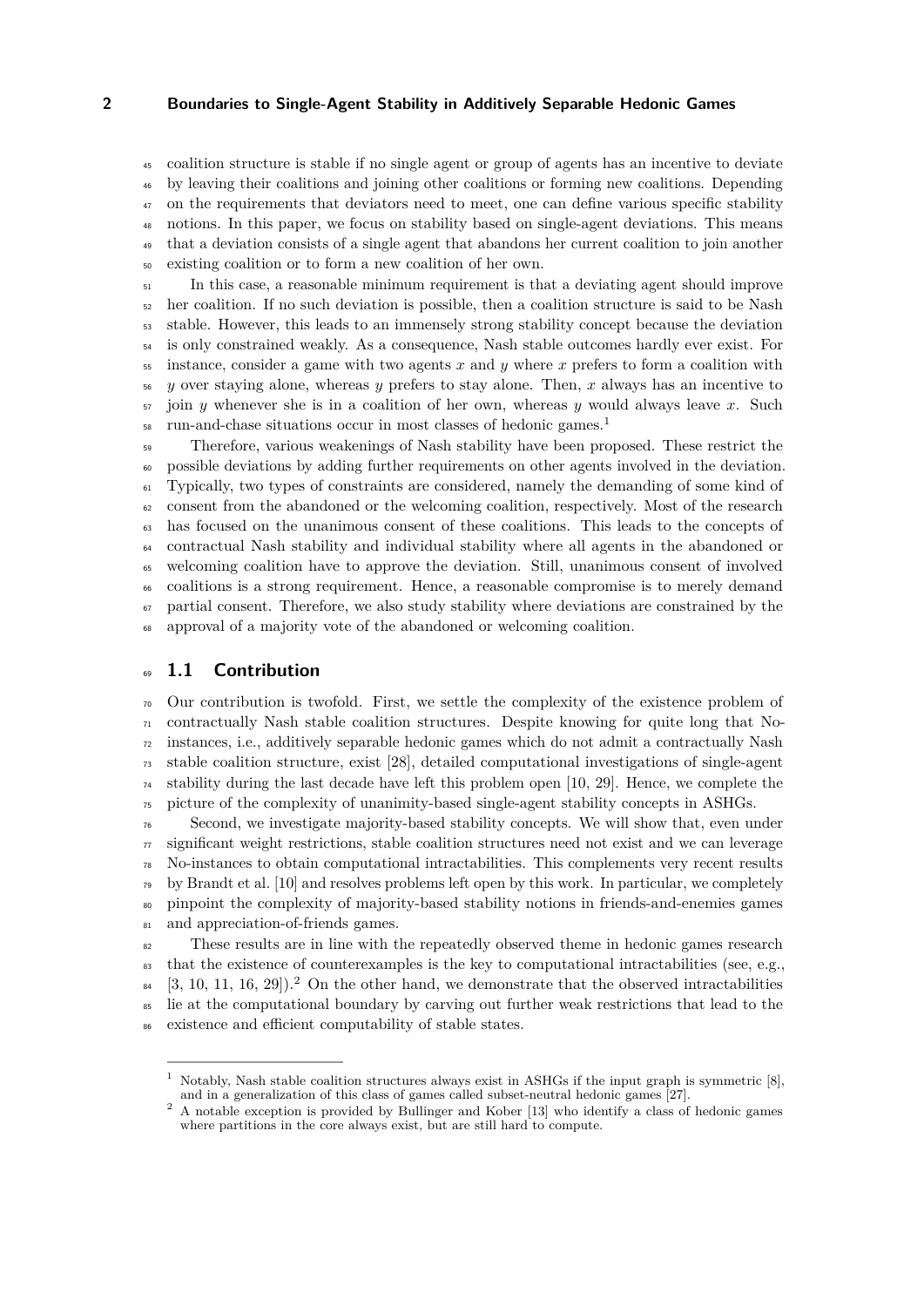coalition structure is stable if no single agent or group of agents has an incentive to deviate by leaving their coalitions and joining other coalitions or forming new coalitions. Depending on the requirements that deviators need to meet, one can define various specific stability notions. In this paper, we focus on stability based on single-agent deviations. This means that a deviation consists of a single agent that abandons her current coalition to join another existing coalition or to form a new coalition of her own.

In this case, a reasonable minimum requirement is that a deviating agent should improve her coalition. If no such deviation is possible, then a coalition structure is said to be Nash stable. However, this leads to an immensely strong stability concept because the deviation is only constrained weakly. As a consequence, Nash stable outcomes hardly ever exist. For instance, consider a game with two agents $x$ and $y$ where $x$ prefers to form a coalition with $y$ over staying alone, whereas $y$ prefers to stay alone. Then, $x$ always has an incentive to join $y$ whenever she is in a coalition of her own, whereas $y$ would always leave $x$. Such run-and-chase situations occur in most classes of hedonic games.[1]

Therefore, various weakenings of Nash stability have been proposed. These restrict the possible deviations by adding further requirements on other agents involved in the deviation. Typically, two types of constraints are considered, namely the demanding of some kind of consent from the abandoned or the welcoming coalition, respectively. Most of the research has focused on the unanimous consent of these coalitions. This leads to the concepts of contractual Nash stability and individual stability where all agents in the abandoned or welcoming coalition have to approve the deviation. Still, unanimous consent of involved coalitions is a strong requirement. Hence, a reasonable compromise is to merely demand partial consent. Therefore, we also study stability where deviations are constrained by the approval of a majority vote of the abandoned or welcoming coalition.

## 1.1 Contribution

Our contribution is twofold. First, we settle the complexity of the existence problem of contractually Nash stable coalition structures. Despite knowing for quite long that No-instances, i.e., additively separable hedonic games which do not admit a contractually Nash stable coalition structure, exist [28], detailed computational investigations of single-agent stability during the last decade have left this problem open [10, 29]. Hence, we complete the picture of the complexity of unanimity-based single-agent stability concepts in ASHGs.

Second, we investigate majority-based stability concepts. We will show that, even under significant weight restrictions, stable coalition structures need not exist and we can leverage No-instances to obtain computational intractabilities. This complements very recent results by Brandt et al. [10] and resolves problems left open by this work. In particular, we completely pinpoint the complexity of majority-based stability notions in friends-and-enemies games and appreciation-of-friends games.

These results are in line with the repeatedly observed theme in hedonic games research that the existence of counterexamples is the key to computational intractabilities (see, e.g., [3, 10, 11, 16, 29]).[2] On the other hand, we demonstrate that the observed intractabilities lie at the computational boundary by carving out further weak restrictions that lead to the existence and efficient computability of stable states.

---

[1] Notably, Nash stable coalition structures always exist in ASHGs if the input graph is symmetric [8], and in a generalization of this class of games called subset-neutral hedonic games [27].

[2] A notable exception is provided by Bullinger and Kober [13] who identify a class of hedonic games where partitions in the core always exist, but are still hard to compute.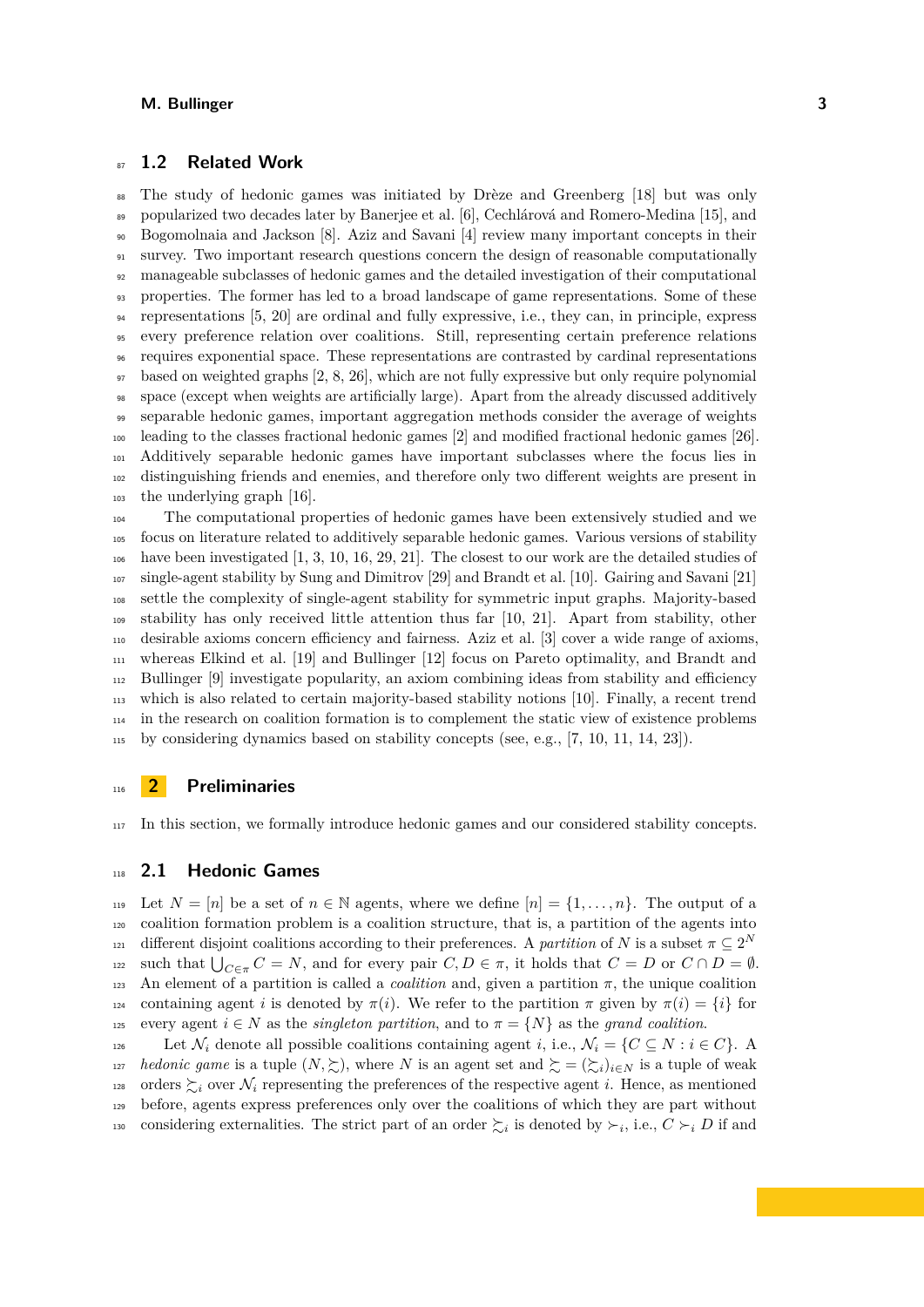### 1.2 Related Work

The study of hedonic games was initiated by Drèze and Greenberg [18] but was only popularized two decades later by Banerjee et al. [6], Cechlárová and Romero-Medina [15], and Bogomolnaia and Jackson [8]. Aziz and Savani [4] review many important concepts in their survey. Two important research questions concern the design of reasonable computationally manageable subclasses of hedonic games and the detailed investigation of their computational properties. The former has led to a broad landscape of game representations. Some of these representations [5, 20] are ordinal and fully expressive, i.e., they can, in principle, express every preference relation over coalitions. Still, representing certain preference relations requires exponential space. These representations are contrasted by cardinal representations based on weighted graphs [2, 8, 26], which are not fully expressive but only require polynomial space (except when weights are artificially large). Apart from the already discussed additively separable hedonic games, important aggregation methods consider the average of weights leading to the classes fractional hedonic games [2] and modified fractional hedonic games [26]. Additively separable hedonic games have important subclasses where the focus lies in distinguishing friends and enemies, and therefore only two different weights are present in the underlying graph [16].

The computational properties of hedonic games have been extensively studied and we focus on literature related to additively separable hedonic games. Various versions of stability have been investigated [1, 3, 10, 16, 29, 21]. The closest to our work are the detailed studies of single-agent stability by Sung and Dimitrov [29] and Brandt et al. [10]. Gairing and Savani [21] settle the complexity of single-agent stability for symmetric input graphs. Majority-based stability has only received little attention thus far [10, 21]. Apart from stability, other desirable axioms concern efficiency and fairness. Aziz et al. [3] cover a wide range of axioms, whereas Elkind et al. [19] and Bullinger [12] focus on Pareto optimality, and Brandt and Bullinger [9] investigate popularity, an axiom combining ideas from stability and efficiency which is also related to certain majority-based stability notions [10]. Finally, a recent trend in the research on coalition formation is to complement the static view of existence problems by considering dynamics based on stability concepts (see, e.g., [7, 10, 11, 14, 23]).

## 2 Preliminaries

In this section, we formally introduce hedonic games and our considered stability concepts.

### 2.1 Hedonic Games

Let $N = [n]$ be a set of $n \in \mathbb{N}$ agents, where we define $[n] = \{1, \dots, n\}$. The output of a coalition formation problem is a coalition structure, that is, a partition of the agents into different disjoint coalitions according to their preferences. A *partition* of $N$ is a subset $\pi \subseteq 2^N$ such that $\bigcup_{C \in \pi} C = N$, and for every pair $C, D \in \pi$, it holds that $C = D$ or $C \cap D = \emptyset$. An element of a partition is called a *coalition* and, given a partition $\pi$, the unique coalition containing agent $i$ is denoted by $\pi(i)$. We refer to the partition $\pi$ given by $\pi(i) = \{i\}$ for every agent $i \in N$ as the *singleton partition*, and to $\pi = \{N\}$ as the *grand coalition*.

Let $\mathcal{N}_i$ denote all possible coalitions containing agent $i$, i.e., $\mathcal{N}_i = \{C \subseteq N : i \in C\}$. A *hedonic game* is a tuple $(N, \succsim)$, where $N$ is an agent set and $\succsim = (\succsim_i)_{i \in N}$ is a tuple of weak orders $\succsim_i$ over $\mathcal{N}_i$ representing the preferences of the respective agent $i$. Hence, as mentioned before, agents express preferences only over the coalitions of which they are part without considering externalities. The strict part of an order $\succsim_i$ is denoted by $\succ_i$, i.e., $C \succ_i D$ if and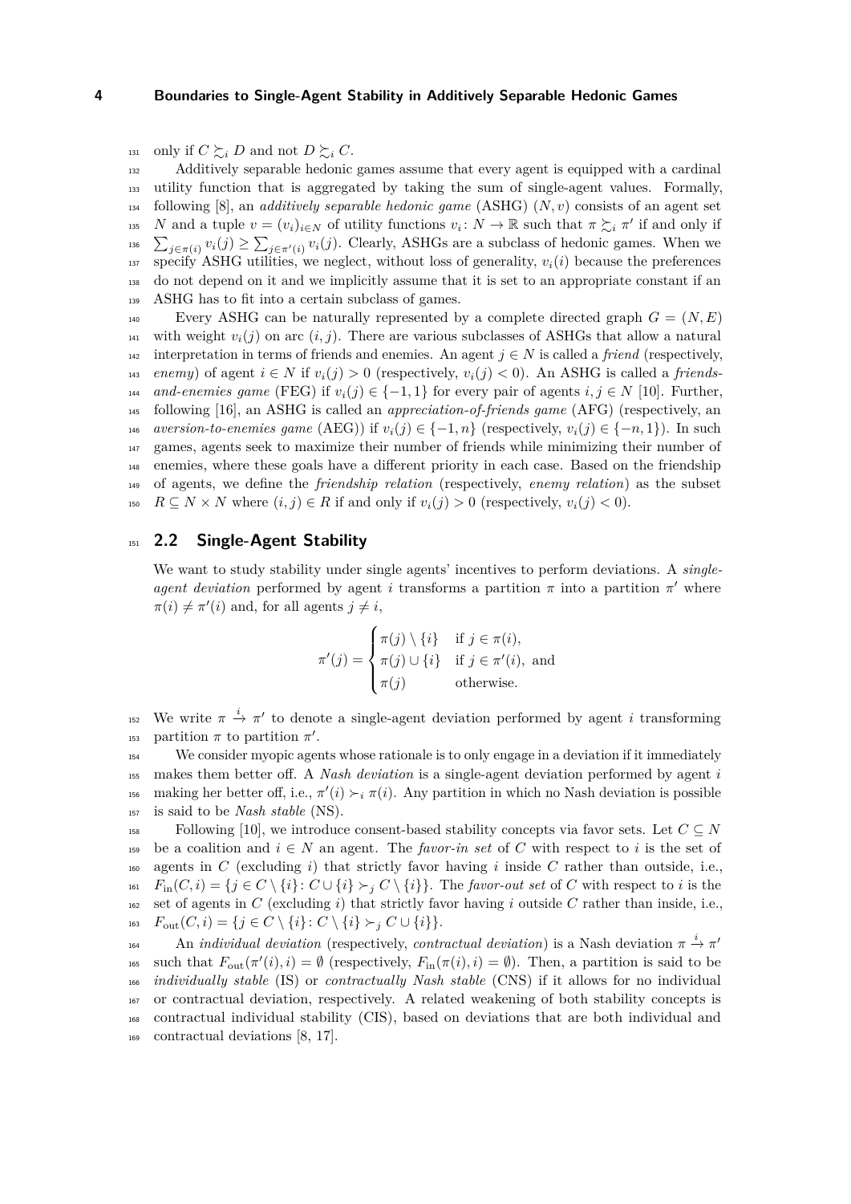only if $C \succsim_i D$ and not $D \succsim_i C$.

Additively separable hedonic games assume that every agent is equipped with a cardinal utility function that is aggregated by taking the sum of single-agent values. Formally, following [8], an *additively separable hedonic game* (ASHG) $(N, v)$ consists of an agent set $N$ and a tuple $v = (v_i)_{i \in N}$ of utility functions $v_i \colon N \to \mathbb{R}$ such that $\pi \succsim_i \pi'$ if and only if $\sum_{j \in \pi(i)} v_i(j) \geq \sum_{j \in \pi'(i)} v_i(j)$. Clearly, ASHGs are a subclass of hedonic games. When we specify ASHG utilities, we neglect, without loss of generality, $v_i(i)$ because the preferences do not depend on it and we implicitly assume that it is set to an appropriate constant if an ASHG has to fit into a certain subclass of games.

Every ASHG can be naturally represented by a complete directed graph $G = (N, E)$ with weight $v_i(j)$ on arc $(i, j)$. There are various subclasses of ASHGs that allow a natural interpretation in terms of friends and enemies. An agent $j \in N$ is called a *friend* (respectively, *enemy*) of agent $i \in N$ if $v_i(j) > 0$ (respectively, $v_i(j) < 0$). An ASHG is called a *friends-and-enemies game* (FEG) if $v_i(j) \in \{-1, 1\}$ for every pair of agents $i, j \in N$ [10]. Further, following [16], an ASHG is called an *appreciation-of-friends game* (AFG) (respectively, an *aversion-to-enemies game* (AEG)) if $v_i(j) \in \{-1, n\}$ (respectively, $v_i(j) \in \{-n, 1\}$). In such games, agents seek to maximize their number of friends while minimizing their number of enemies, where these goals have a different priority in each case. Based on the friendship of agents, we define the *friendship relation* (respectively, *enemy relation*) as the subset $R \subseteq N \times N$ where $(i, j) \in R$ if and only if $v_i(j) > 0$ (respectively, $v_i(j) < 0$).

## 2.2 Single-Agent Stability

We want to study stability under single agents' incentives to perform deviations. A *single-agent deviation* performed by agent $i$ transforms a partition $\pi$ into a partition $\pi'$ where $\pi(i) \neq \pi'(i)$ and, for all agents $j \neq i$,

$$\pi'(j) = \begin{cases} \pi(j) \setminus \{i\} & \text{if } j \in \pi(i), \\ \pi(j) \cup \{i\} & \text{if } j \in \pi'(i), \text{ and} \\ \pi(j) & \text{otherwise.} \end{cases}$$

We write $\pi \xrightarrow{i} \pi'$ to denote a single-agent deviation performed by agent $i$ transforming partition $\pi$ to partition $\pi'$.

We consider myopic agents whose rationale is to only engage in a deviation if it immediately makes them better off. A *Nash deviation* is a single-agent deviation performed by agent $i$ making her better off, i.e., $\pi'(i) \succ_i \pi(i)$. Any partition in which no Nash deviation is possible is said to be *Nash stable* (NS).

Following [10], we introduce consent-based stability concepts via favor sets. Let $C \subseteq N$ be a coalition and $i \in N$ an agent. The *favor-in set* of $C$ with respect to $i$ is the set of agents in $C$ (excluding $i$) that strictly favor having $i$ inside $C$ rather than outside, i.e., $F_{\text{in}}(C, i) = \{j \in C \setminus \{i\} \colon C \cup \{i\} \succ_j C \setminus \{i\}\}$. The *favor-out set* of $C$ with respect to $i$ is the set of agents in $C$ (excluding $i$) that strictly favor having $i$ outside $C$ rather than inside, i.e., $F_{\text{out}}(C, i) = \{j \in C \setminus \{i\} \colon C \setminus \{i\} \succ_j C \cup \{i\}\}$.

An *individual deviation* (respectively, *contractual deviation*) is a Nash deviation $\pi \xrightarrow{i} \pi'$ such that $F_{\text{out}}(\pi'(i), i) = \emptyset$ (respectively, $F_{\text{in}}(\pi(i), i) = \emptyset$). Then, a partition is said to be *individually stable* (IS) or *contractually Nash stable* (CNS) if it allows for no individual or contractual deviation, respectively. A related weakening of both stability concepts is contractual individual stability (CIS), based on deviations that are both individual and contractual deviations [8, 17].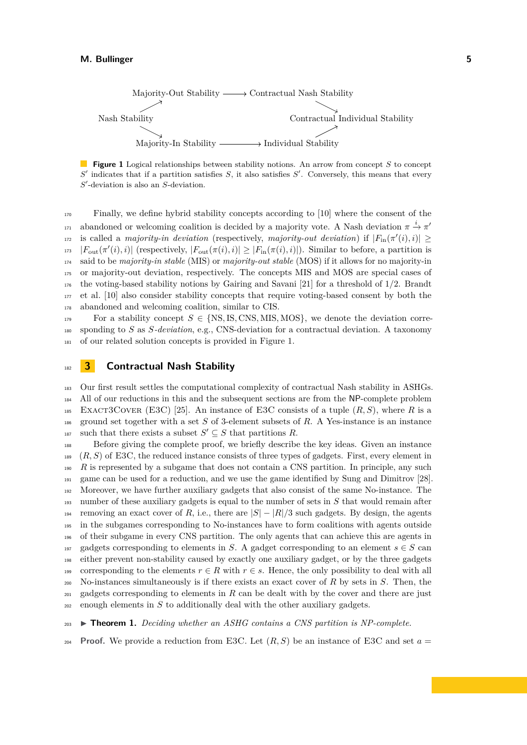Majority-Out Stability ⟶ Contractual Nash Stability

Nash Stability ↗ Majority-Out Stability; Nash Stability ↘ Majority-In Stability

Contractual Nash Stability ↘ Contractual Individual Stability

Majority-In Stability ⟶ Individual Stability ↗ Contractual Individual Stability

**Figure 1** Logical relationships between stability notions. An arrow from concept $S$ to concept $S'$ indicates that if a partition satisfies $S$, it also satisfies $S'$. Conversely, this means that every $S'$-deviation is also an $S$-deviation.

Finally, we define hybrid stability concepts according to [10] where the consent of the abandoned or welcoming coalition is decided by a majority vote. A Nash deviation $\pi \xrightarrow{i} \pi'$ is called a *majority-in deviation* (respectively, *majority-out deviation*) if $|F_{\text{in}}(\pi'(i), i)| \geq |F_{\text{out}}(\pi'(i), i)|$ (respectively, $|F_{\text{out}}(\pi(i), i)| \geq |F_{\text{in}}(\pi(i), i)|$). Similar to before, a partition is said to be *majority-in stable* (MIS) or *majority-out stable* (MOS) if it allows for no majority-in or majority-out deviation, respectively. The concepts MIS and MOS are special cases of the voting-based stability notions by Gairing and Savani [21] for a threshold of 1/2. Brandt et al. [10] also consider stability concepts that require voting-based consent by both the abandoned and welcoming coalition, similar to CIS.

For a stability concept $S \in \{\text{NS}, \text{IS}, \text{CNS}, \text{MIS}, \text{MOS}\}$, we denote the deviation corresponding to $S$ as *$S$-deviation*, e.g., CNS-deviation for a contractual deviation. A taxonomy of our related solution concepts is provided in Figure 1.

## 3 Contractual Nash Stability

Our first result settles the computational complexity of contractual Nash stability in ASHGs. All of our reductions in this and the subsequent sections are from the NP-complete problem Exact3Cover (E3C) [25]. An instance of E3C consists of a tuple $(R, S)$, where $R$ is a ground set together with a set $S$ of 3-element subsets of $R$. A Yes-instance is an instance such that there exists a subset $S' \subseteq S$ that partitions $R$.

Before giving the complete proof, we briefly describe the key ideas. Given an instance $(R, S)$ of E3C, the reduced instance consists of three types of gadgets. First, every element in $R$ is represented by a subgame that does not contain a CNS partition. In principle, any such game can be used for a reduction, and we use the game identified by Sung and Dimitrov [28]. Moreover, we have further auxiliary gadgets that also consist of the same No-instance. The number of these auxiliary gadgets is equal to the number of sets in $S$ that would remain after removing an exact cover of $R$, i.e., there are $|S| - |R|/3$ such gadgets. By design, the agents in the subgames corresponding to No-instances have to form coalitions with agents outside of their subgame in every CNS partition. The only agents that can achieve this are agents in gadgets corresponding to elements in $S$. A gadget corresponding to an element $s \in S$ can either prevent non-stability caused by exactly one auxiliary gadget, or by the three gadgets corresponding to the elements $r \in R$ with $r \in s$. Hence, the only possibility to deal with all No-instances simultaneously is if there exists an exact cover of $R$ by sets in $S$. Then, the gadgets corresponding to elements in $R$ can be dealt with by the cover and there are just enough elements in $S$ to additionally deal with the other auxiliary gadgets.

▶ **Theorem 1.** *Deciding whether an ASHG contains a CNS partition is NP-complete.*

**Proof.** We provide a reduction from E3C. Let $(R, S)$ be an instance of E3C and set $a =$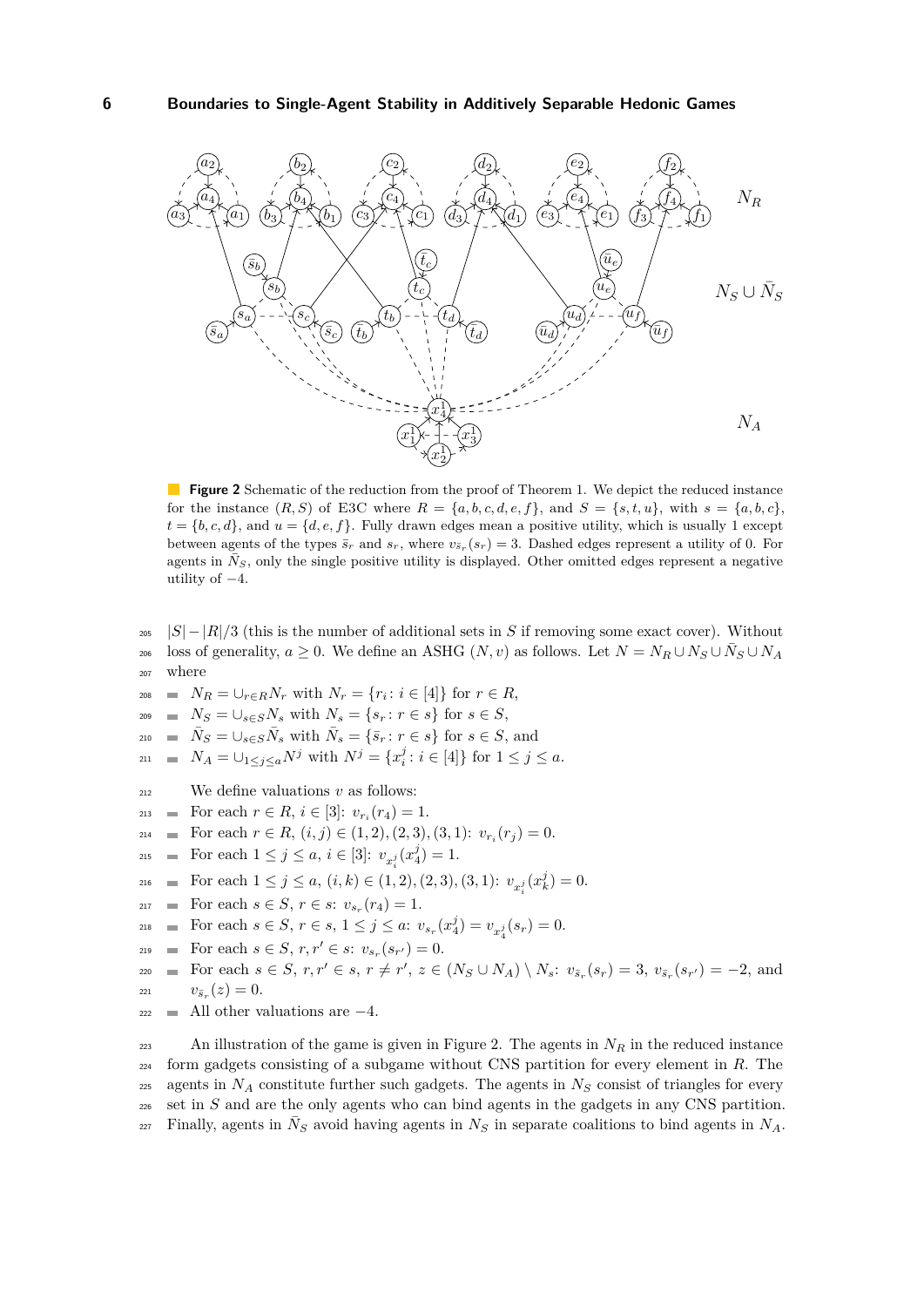**Figure 2** Schematic of the reduction from the proof of Theorem 1. We depict the reduced instance for the instance $(R, S)$ of E3C where $R = \{a, b, c, d, e, f\}$, and $S = \{s, t, u\}$, with $s = \{a, b, c\}$, $t = \{b, c, d\}$, and $u = \{d, e, f\}$. Fully drawn edges mean a positive utility, which is usually 1 except between agents of the types $\bar{s}_r$ and $s_r$, where $v_{\bar{s}_r}(s_r) = 3$. Dashed edges represent a utility of 0. For agents in $\bar{N}_S$, only the single positive utility is displayed. Other omitted edges represent a negative utility of $-4$.

$|S| - |R|/3$ (this is the number of additional sets in $S$ if removing some exact cover). Without loss of generality, $a \geq 0$. We define an ASHG $(N, v)$ as follows. Let $N = N_R \cup N_S \cup \bar{N}_S \cup N_A$ where

- $N_R = \cup_{r \in R} N_r$ with $N_r = \{r_i : i \in [4]\}$ for $r \in R$,
- $N_S = \cup_{s \in S} N_s$ with $N_s = \{s_r : r \in s\}$ for $s \in S$,
- $\bar{N}_S = \cup_{s \in S} \bar{N}_s$ with $\bar{N}_s = \{\bar{s}_r : r \in s\}$ for $s \in S$, and
- $N_A = \cup_{1 \leq j \leq a} N^j$ with $N^j = \{x_i^j : i \in [4]\}$ for $1 \leq j \leq a$.

We define valuations $v$ as follows:

- For each $r \in R$, $i \in [3]$: $v_{r_i}(r_4) = 1$.
- For each $r \in R$, $(i, j) \in (1, 2), (2, 3), (3, 1)$: $v_{r_i}(r_j) = 0$.
- For each $1 \leq j \leq a$, $i \in [3]$: $v_{x_i^j}(x_4^j) = 1$.
- For each $1 \leq j \leq a$, $(i, k) \in (1, 2), (2, 3), (3, 1)$: $v_{x_i^j}(x_k^j) = 0$.
- For each $s \in S$, $r \in s$: $v_{s_r}(r_4) = 1$.
- For each $s \in S$, $r \in s$, $1 \leq j \leq a$: $v_{s_r}(x_4^j) = v_{x_4^j}(s_r) = 0$.
- For each $s \in S$, $r, r' \in s$: $v_{s_r}(s_{r'}) = 0$.
- For each $s \in S$, $r, r' \in s$, $r \neq r'$, $z \in (N_S \cup N_A) \setminus N_s$: $v_{\bar{s}_r}(s_r) = 3$, $v_{\bar{s}_r}(s_{r'}) = -2$, and $v_{\bar{s}_r}(z) = 0$.
- All other valuations are $-4$.

An illustration of the game is given in Figure 2. The agents in $N_R$ in the reduced instance form gadgets consisting of a subgame without CNS partition for every element in $R$. The agents in $N_A$ constitute further such gadgets. The agents in $N_S$ consist of triangles for every set in $S$ and are the only agents who can bind agents in the gadgets in any CNS partition. Finally, agents in $\bar{N}_S$ avoid having agents in $N_S$ in separate coalitions to bind agents in $N_A$.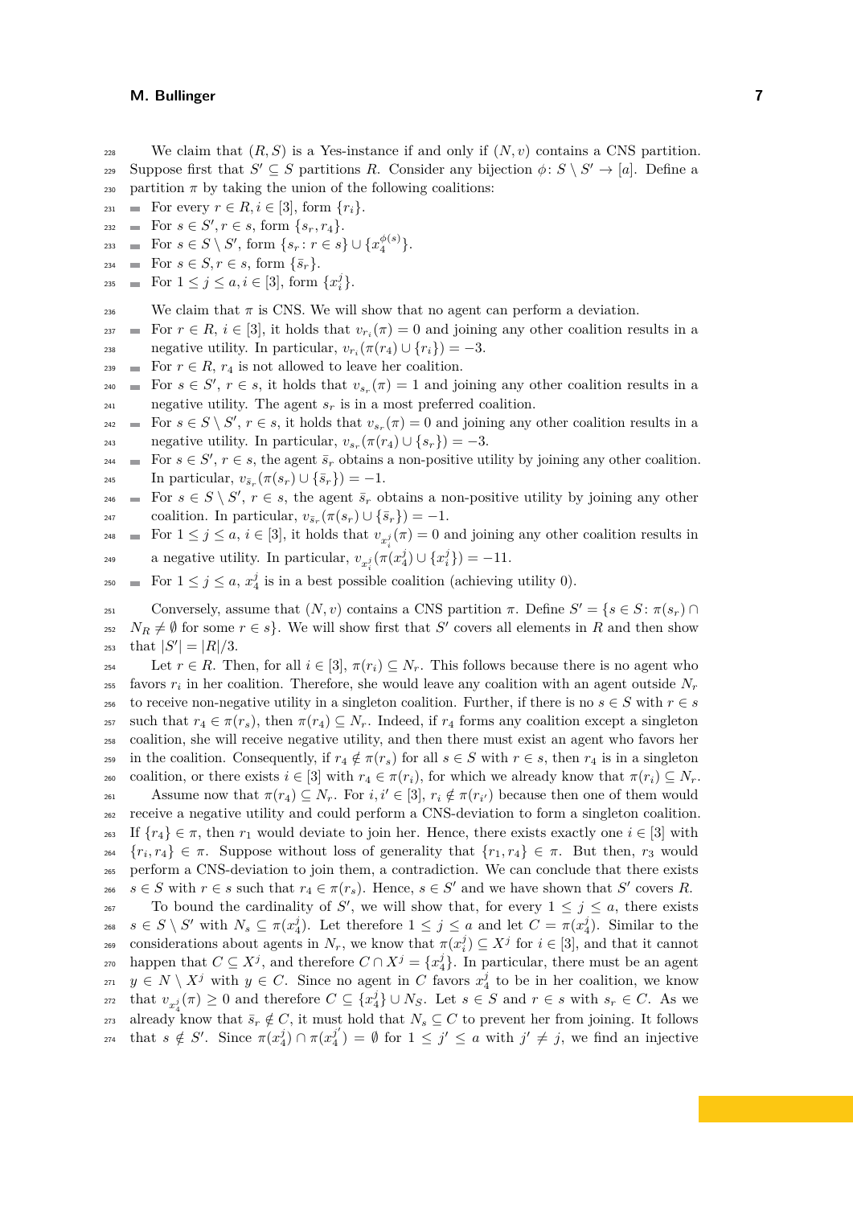We claim that $(R, S)$ is a Yes-instance if and only if $(N, v)$ contains a CNS partition. Suppose first that $S' \subseteq S$ partitions $R$. Consider any bijection $\phi\colon S \setminus S' \to [a]$. Define a partition $\pi$ by taking the union of the following coalitions:

- For every $r \in R, i \in [3]$, form $\{r_i\}$.
- For $s \in S', r \in s$, form $\{s_r, r_4\}$.
- For $s \in S \setminus S'$, form $\{s_r : r \in s\} \cup \{x_4^{\phi(s)}\}$.
- For $s \in S, r \in s$, form $\{\bar{s}_r\}$.
- For $1 \le j \le a, i \in [3]$, form $\{x_i^j\}$.

We claim that $\pi$ is CNS. We will show that no agent can perform a deviation.

- For $r \in R$, $i \in [3]$, it holds that $v_{r_i}(\pi) = 0$ and joining any other coalition results in a negative utility. In particular, $v_{r_i}(\pi(r_4) \cup \{r_i\}) = -3$.
- For $r \in R$, $r_4$ is not allowed to leave her coalition.
- For $s \in S'$, $r \in s$, it holds that $v_{s_r}(\pi) = 1$ and joining any other coalition results in a negative utility. The agent $s_r$ is in a most preferred coalition.
- For $s \in S \setminus S'$, $r \in s$, it holds that $v_{s_r}(\pi) = 0$ and joining any other coalition results in a negative utility. In particular, $v_{s_r}(\pi(r_4) \cup \{s_r\}) = -3$.
- For $s \in S'$, $r \in s$, the agent $\bar{s}_r$ obtains a non-positive utility by joining any other coalition. In particular, $v_{\bar{s}_r}(\pi(s_r) \cup \{\bar{s}_r\}) = -1$.
- For $s \in S \setminus S'$, $r \in s$, the agent $\bar{s}_r$ obtains a non-positive utility by joining any other coalition. In particular, $v_{\bar{s}_r}(\pi(s_r) \cup \{\bar{s}_r\}) = -1$.
- For $1 \le j \le a$, $i \in [3]$, it holds that $v_{x_i^j}(\pi) = 0$ and joining any other coalition results in a negative utility. In particular, $v_{x_i^j}(\pi(x_4^j) \cup \{x_i^j\}) = -11$.
- For $1 \le j \le a$, $x_4^j$ is in a best possible coalition (achieving utility 0).

Conversely, assume that $(N, v)$ contains a CNS partition $\pi$. Define $S' = \{s \in S : \pi(s_r) \cap N_R \neq \emptyset$ for some $r \in s\}$. We will show first that $S'$ covers all elements in $R$ and then show that $|S'| = |R|/3$.

Let $r \in R$. Then, for all $i \in [3]$, $\pi(r_i) \subseteq N_r$. This follows because there is no agent who favors $r_i$ in her coalition. Therefore, she would leave any coalition with an agent outside $N_r$ to receive non-negative utility in a singleton coalition. Further, if there is no $s \in S$ with $r \in s$ such that $r_4 \in \pi(r_s)$, then $\pi(r_4) \subseteq N_r$. Indeed, if $r_4$ forms any coalition except a singleton coalition, she will receive negative utility, and then there must exist an agent who favors her in the coalition. Consequently, if $r_4 \notin \pi(r_s)$ for all $s \in S$ with $r \in s$, then $r_4$ is in a singleton coalition, or there exists $i \in [3]$ with $r_4 \in \pi(r_i)$, for which we already know that $\pi(r_i) \subseteq N_r$.

Assume now that $\pi(r_4) \subseteq N_r$. For $i, i' \in [3]$, $r_i \notin \pi(r_{i'})$ because then one of them would receive a negative utility and could perform a CNS-deviation to form a singleton coalition. If $\{r_4\} \in \pi$, then $r_1$ would deviate to join her. Hence, there exists exactly one $i \in [3]$ with $\{r_i, r_4\} \in \pi$. Suppose without loss of generality that $\{r_1, r_4\} \in \pi$. But then, $r_3$ would perform a CNS-deviation to join them, a contradiction. We can conclude that there exists $s \in S$ with $r \in s$ such that $r_4 \in \pi(r_s)$. Hence, $s \in S'$ and we have shown that $S'$ covers $R$.

To bound the cardinality of $S'$, we will show that, for every $1 \le j \le a$, there exists $s \in S \setminus S'$ with $N_s \subseteq \pi(x_4^j)$. Let therefore $1 \le j \le a$ and let $C = \pi(x_4^j)$. Similar to the considerations about agents in $N_r$, we know that $\pi(x_i^j) \subseteq X^j$ for $i \in [3]$, and that it cannot happen that $C \subseteq X^j$, and therefore $C \cap X^j = \{x_4^j\}$. In particular, there must be an agent $y \in N \setminus X^j$ with $y \in C$. Since no agent in $C$ favors $x_4^j$ to be in her coalition, we know that $v_{x_4^j}(\pi) \ge 0$ and therefore $C \subseteq \{x_4^j\} \cup N_S$. Let $s \in S$ and $r \in s$ with $s_r \in C$. As we already know that $\bar{s}_r \notin C$, it must hold that $N_s \subseteq C$ to prevent her from joining. It follows that $s \notin S'$. Since $\pi(x_4^j) \cap \pi(x_4^{j'}) = \emptyset$ for $1 \le j' \le a$ with $j' \neq j$, we find an injective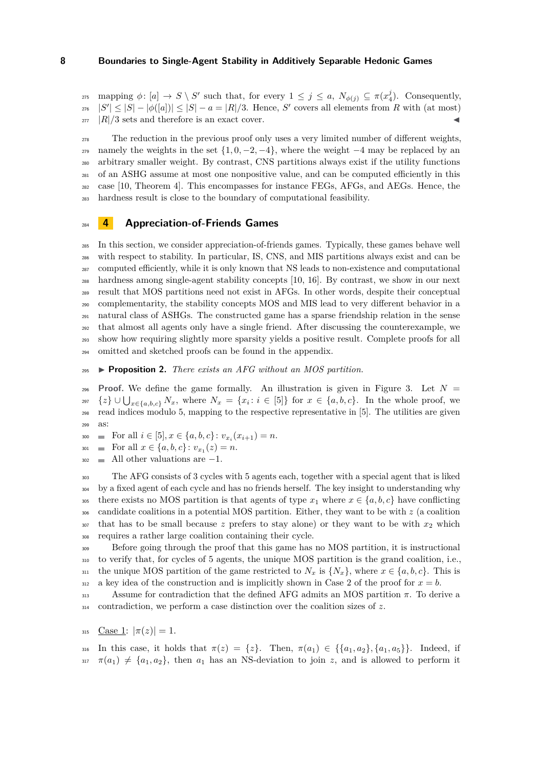mapping $\phi\colon [a] \to S \setminus S'$ such that, for every $1 \leq j \leq a$, $N_{\phi(j)} \subseteq \pi(x_4^j)$. Consequently, $|S'| \leq |S| - |\phi([a])| \leq |S| - a = |R|/3$. Hence, $S'$ covers all elements from $R$ with (at most) $|R|/3$ sets and therefore is an exact cover. ◀

The reduction in the previous proof only uses a very limited number of different weights, namely the weights in the set $\{1, 0, -2, -4\}$, where the weight $-4$ may be replaced by an arbitrary smaller weight. By contrast, CNS partitions always exist if the utility functions of an ASHG assume at most one nonpositive value, and can be computed efficiently in this case [10, Theorem 4]. This encompasses for instance FEGs, AFGs, and AEGs. Hence, the hardness result is close to the boundary of computational feasibility.

## 4 Appreciation-of-Friends Games

In this section, we consider appreciation-of-friends games. Typically, these games behave well with respect to stability. In particular, IS, CNS, and MIS partitions always exist and can be computed efficiently, while it is only known that NS leads to non-existence and computational hardness among single-agent stability concepts [10, 16]. By contrast, we show in our next result that MOS partitions need not exist in AFGs. In other words, despite their conceptual complementarity, the stability concepts MOS and MIS lead to very different behavior in a natural class of ASHGs. The constructed game has a sparse friendship relation in the sense that almost all agents only have a single friend. After discussing the counterexample, we show how requiring slightly more sparsity yields a positive result. Complete proofs for all omitted and sketched proofs can be found in the appendix.

▶ **Proposition 2.** *There exists an AFG without an MOS partition.*

**Proof.** We define the game formally. An illustration is given in Figure 3. Let $N = \{z\} \cup \bigcup_{x\in\{a,b,c\}} N_x$, where $N_x = \{x_i : i \in [5]\}$ for $x \in \{a, b, c\}$. In the whole proof, we read indices modulo 5, mapping to the respective representative in [5]. The utilities are given as:

- For all $i \in [5], x \in \{a, b, c\}$: $v_{x_i}(x_{i+1}) = n$.
- For all $x \in \{a, b, c\}$: $v_{x_1}(z) = n$.
- All other valuations are $-1$.

The AFG consists of 3 cycles with 5 agents each, together with a special agent that is liked by a fixed agent of each cycle and has no friends herself. The key insight to understanding why there exists no MOS partition is that agents of type $x_1$ where $x \in \{a, b, c\}$ have conflicting candidate coalitions in a potential MOS partition. Either, they want to be with $z$ (a coalition that has to be small because $z$ prefers to stay alone) or they want to be with $x_2$ which requires a rather large coalition containing their cycle.

Before going through the proof that this game has no MOS partition, it is instructional to verify that, for cycles of 5 agents, the unique MOS partition is the grand coalition, i.e., the unique MOS partition of the game restricted to $N_x$ is $\{N_x\}$, where $x \in \{a, b, c\}$. This is a key idea of the construction and is implicitly shown in Case 2 of the proof for $x = b$.

Assume for contradiction that the defined AFG admits an MOS partition $\pi$. To derive a contradiction, we perform a case distinction over the coalition sizes of $z$.

<u>Case 1</u>: $|\pi(z)| = 1$.

In this case, it holds that $\pi(z) = \{z\}$. Then, $\pi(a_1) \in \{\{a_1, a_2\}, \{a_1, a_5\}\}$. Indeed, if $\pi(a_1) \neq \{a_1, a_2\}$, then $a_1$ has an NS-deviation to join $z$, and is allowed to perform it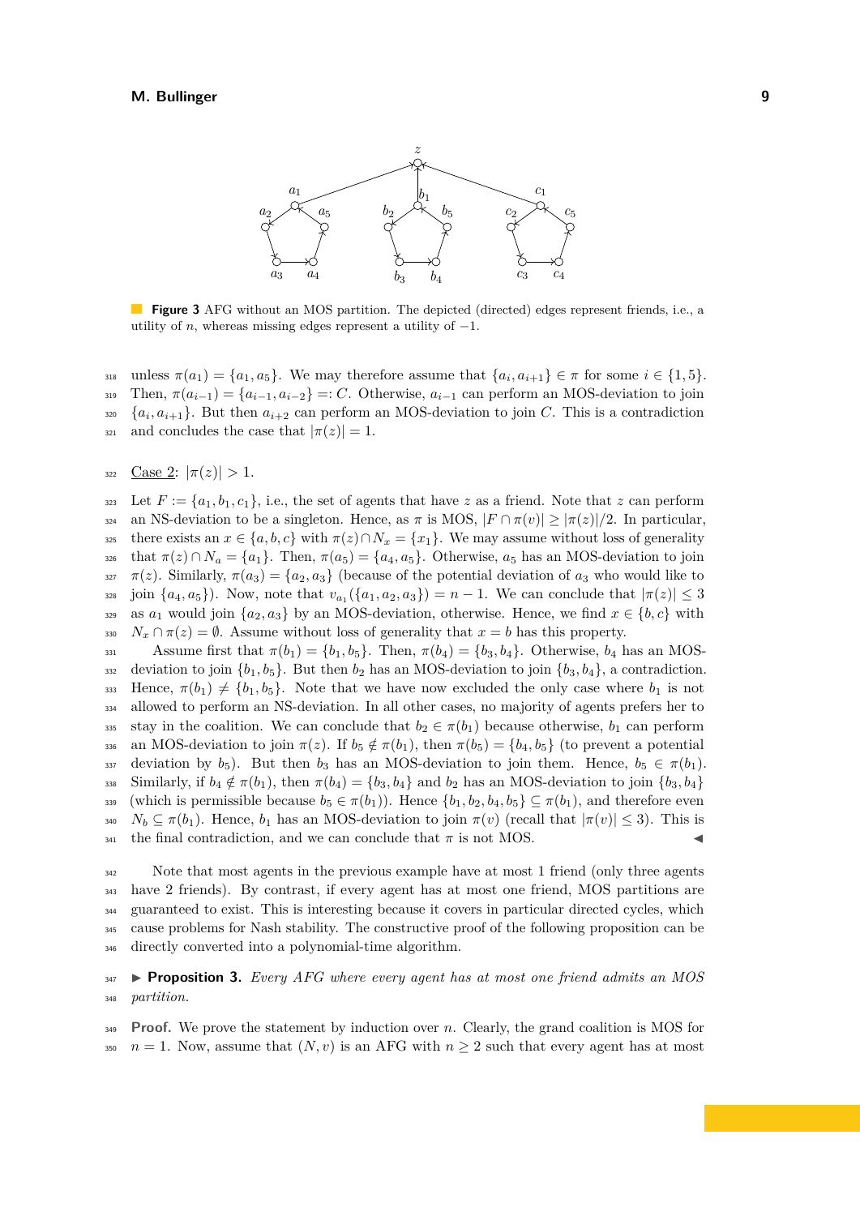**Figure 3** AFG without an MOS partition. The depicted (directed) edges represent friends, i.e., a utility of $n$, whereas missing edges represent a utility of $-1$.

unless $\pi(a_1) = \{a_1, a_5\}$. We may therefore assume that $\{a_i, a_{i+1}\} \in \pi$ for some $i \in \{1, 5\}$. Then, $\pi(a_{i-1}) = \{a_{i-1}, a_{i-2}\} =: C$. Otherwise, $a_{i-1}$ can perform an MOS-deviation to join $\{a_i, a_{i+1}\}$. But then $a_{i+2}$ can perform an MOS-deviation to join $C$. This is a contradiction and concludes the case that $|\pi(z)| = 1$.

Case 2: $|\pi(z)| > 1$.

Let $F := \{a_1, b_1, c_1\}$, i.e., the set of agents that have $z$ as a friend. Note that $z$ can perform an NS-deviation to be a singleton. Hence, as $\pi$ is MOS, $|F \cap \pi(v)| \geq |\pi(z)|/2$. In particular, there exists an $x \in \{a, b, c\}$ with $\pi(z) \cap N_x = \{x_1\}$. We may assume without loss of generality that $\pi(z) \cap N_a = \{a_1\}$. Then, $\pi(a_5) = \{a_4, a_5\}$. Otherwise, $a_5$ has an MOS-deviation to join $\pi(z)$. Similarly, $\pi(a_3) = \{a_2, a_3\}$ (because of the potential deviation of $a_3$ who would like to join $\{a_4, a_5\}$). Now, note that $v_{a_1}(\{a_1, a_2, a_3\}) = n - 1$. We can conclude that $|\pi(z)| \leq 3$ as $a_1$ would join $\{a_2, a_3\}$ by an MOS-deviation, otherwise. Hence, we find $x \in \{b, c\}$ with $N_x \cap \pi(z) = \emptyset$. Assume without loss of generality that $x = b$ has this property.

Assume first that $\pi(b_1) = \{b_1, b_5\}$. Then, $\pi(b_4) = \{b_3, b_4\}$. Otherwise, $b_4$ has an MOS-deviation to join $\{b_1, b_5\}$. But then $b_2$ has an MOS-deviation to join $\{b_3, b_4\}$, a contradiction. Hence, $\pi(b_1) \neq \{b_1, b_5\}$. Note that we have now excluded the only case where $b_1$ is not allowed to perform an NS-deviation. In all other cases, no majority of agents prefers her to stay in the coalition. We can conclude that $b_2 \in \pi(b_1)$ because otherwise, $b_1$ can perform an MOS-deviation to join $\pi(z)$. If $b_5 \notin \pi(b_1)$, then $\pi(b_5) = \{b_4, b_5\}$ (to prevent a potential deviation by $b_5$). But then $b_3$ has an MOS-deviation to join them. Hence, $b_5 \in \pi(b_1)$. Similarly, if $b_4 \notin \pi(b_1)$, then $\pi(b_4) = \{b_3, b_4\}$ and $b_2$ has an MOS-deviation to join $\{b_3, b_4\}$ (which is permissible because $b_5 \in \pi(b_1)$). Hence $\{b_1, b_2, b_4, b_5\} \subseteq \pi(b_1)$, and therefore even $N_b \subseteq \pi(b_1)$. Hence, $b_1$ has an MOS-deviation to join $\pi(v)$ (recall that $|\pi(v)| \leq 3$). This is the final contradiction, and we can conclude that $\pi$ is not MOS. ◀

Note that most agents in the previous example have at most 1 friend (only three agents have 2 friends). By contrast, if every agent has at most one friend, MOS partitions are guaranteed to exist. This is interesting because it covers in particular directed cycles, which cause problems for Nash stability. The constructive proof of the following proposition can be directly converted into a polynomial-time algorithm.

▶ **Proposition 3.** *Every AFG where every agent has at most one friend admits an MOS partition.*

**Proof.** We prove the statement by induction over $n$. Clearly, the grand coalition is MOS for $n = 1$. Now, assume that $(N, v)$ is an AFG with $n \geq 2$ such that every agent has at most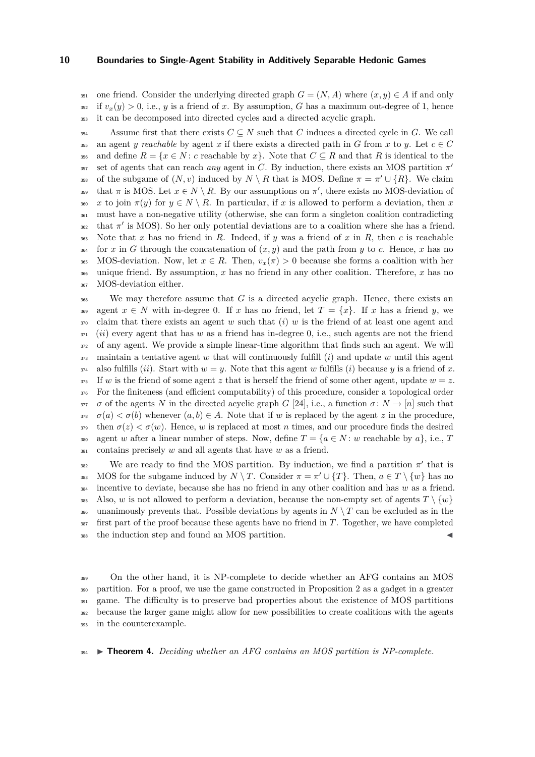one friend. Consider the underlying directed graph $G = (N, A)$ where $(x, y) \in A$ if and only if $v_x(y) > 0$, i.e., $y$ is a friend of $x$. By assumption, $G$ has a maximum out-degree of 1, hence it can be decomposed into directed cycles and a directed acyclic graph.

Assume first that there exists $C \subseteq N$ such that $C$ induces a directed cycle in $G$. We call an agent $y$ *reachable* by agent $x$ if there exists a directed path in $G$ from $x$ to $y$. Let $c \in C$ and define $R = \{x \in N : c \text{ reachable by } x\}$. Note that $C \subseteq R$ and that $R$ is identical to the set of agents that can reach *any* agent in $C$. By induction, there exists an MOS partition $\pi'$ of the subgame of $(N, v)$ induced by $N \setminus R$ that is MOS. Define $\pi = \pi' \cup \{R\}$. We claim that $\pi$ is MOS. Let $x \in N \setminus R$. By our assumptions on $\pi'$, there exists no MOS-deviation of $x$ to join $\pi(y)$ for $y \in N \setminus R$. In particular, if $x$ is allowed to perform a deviation, then $x$ must have a non-negative utility (otherwise, she can form a singleton coalition contradicting that $\pi'$ is MOS). So her only potential deviations are to a coalition where she has a friend. Note that $x$ has no friend in $R$. Indeed, if $y$ was a friend of $x$ in $R$, then $c$ is reachable for $x$ in $G$ through the concatenation of $(x, y)$ and the path from $y$ to $c$. Hence, $x$ has no MOS-deviation. Now, let $x \in R$. Then, $v_x(\pi) > 0$ because she forms a coalition with her unique friend. By assumption, $x$ has no friend in any other coalition. Therefore, $x$ has no MOS-deviation either.

We may therefore assume that $G$ is a directed acyclic graph. Hence, there exists an agent $x \in N$ with in-degree 0. If $x$ has no friend, let $T = \{x\}$. If $x$ has a friend $y$, we claim that there exists an agent $w$ such that $(i)$ $w$ is the friend of at least one agent and $(ii)$ every agent that has $w$ as a friend has in-degree 0, i.e., such agents are not the friend of any agent. We provide a simple linear-time algorithm that finds such an agent. We will maintain a tentative agent $w$ that will continuously fulfill $(i)$ and update $w$ until this agent also fulfills $(ii)$. Start with $w = y$. Note that this agent $w$ fulfills $(i)$ because $y$ is a friend of $x$. If $w$ is the friend of some agent $z$ that is herself the friend of some other agent, update $w = z$. For the finiteness (and efficient computability) of this procedure, consider a topological order $\sigma$ of the agents $N$ in the directed acyclic graph $G$ [24], i.e., a function $\sigma \colon N \to [n]$ such that $\sigma(a) < \sigma(b)$ whenever $(a, b) \in A$. Note that if $w$ is replaced by the agent $z$ in the procedure, then $\sigma(z) < \sigma(w)$. Hence, $w$ is replaced at most $n$ times, and our procedure finds the desired agent $w$ after a linear number of steps. Now, define $T = \{a \in N : w \text{ reachable by } a\}$, i.e., $T$ contains precisely $w$ and all agents that have $w$ as a friend.

We are ready to find the MOS partition. By induction, we find a partition $\pi'$ that is MOS for the subgame induced by $N \setminus T$. Consider $\pi = \pi' \cup \{T\}$. Then, $a \in T \setminus \{w\}$ has no incentive to deviate, because she has no friend in any other coalition and has $w$ as a friend. Also, $w$ is not allowed to perform a deviation, because the non-empty set of agents $T \setminus \{w\}$ unanimously prevents that. Possible deviations by agents in $N \setminus T$ can be excluded as in the first part of the proof because these agents have no friend in $T$. Together, we have completed the induction step and found an MOS partition. ◀

On the other hand, it is NP-complete to decide whether an AFG contains an MOS partition. For a proof, we use the game constructed in Proposition 2 as a gadget in a greater game. The difficulty is to preserve bad properties about the existence of MOS partitions because the larger game might allow for new possibilities to create coalitions with the agents in the counterexample.

▶ **Theorem 4.** *Deciding whether an AFG contains an MOS partition is NP-complete.*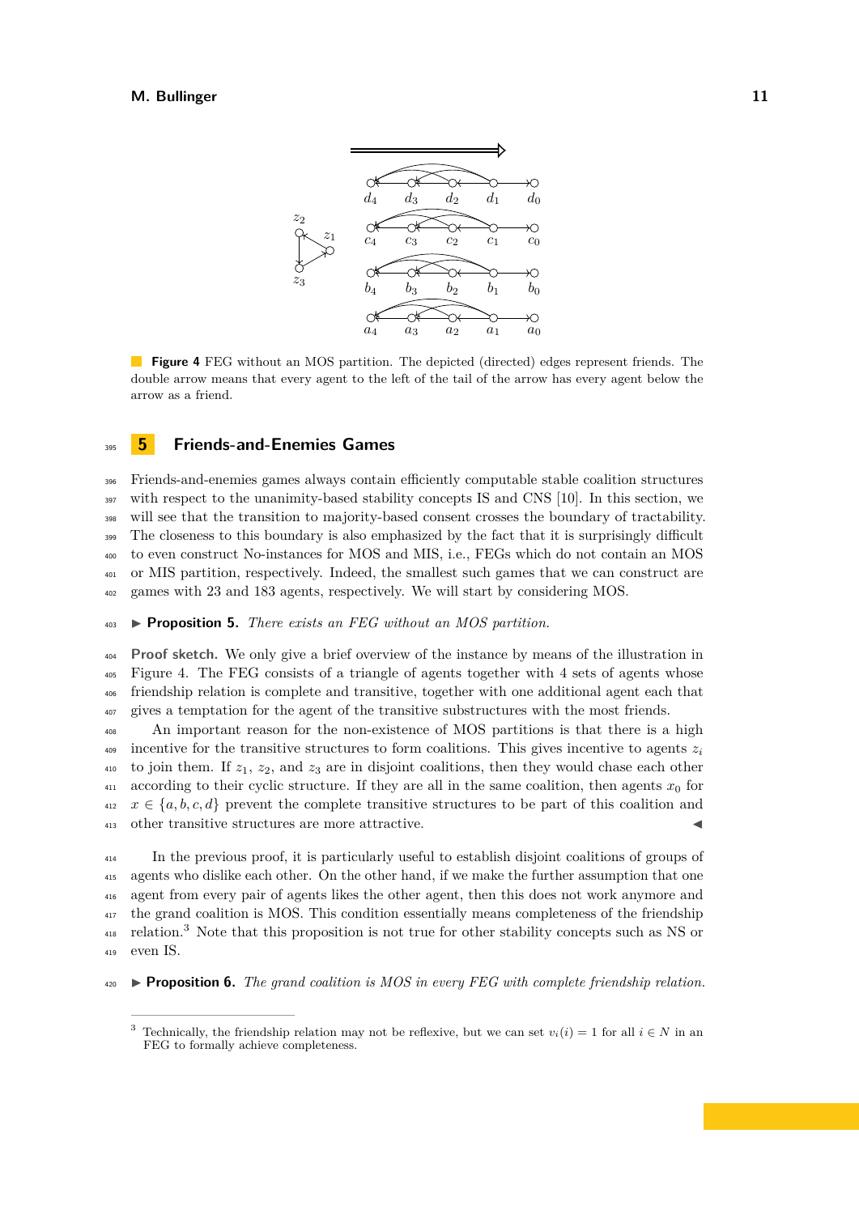**Figure 4** FEG without an MOS partition. The depicted (directed) edges represent friends. The double arrow means that every agent to the left of the tail of the arrow has every agent below the arrow as a friend.

## 5 Friends-and-Enemies Games

Friends-and-enemies games always contain efficiently computable stable coalition structures with respect to the unanimity-based stability concepts IS and CNS [10]. In this section, we will see that the transition to majority-based consent crosses the boundary of tractability. The closeness to this boundary is also emphasized by the fact that it is surprisingly difficult to even construct No-instances for MOS and MIS, i.e., FEGs which do not contain an MOS or MIS partition, respectively. Indeed, the smallest such games that we can construct are games with 23 and 183 agents, respectively. We will start by considering MOS.

▶ **Proposition 5.** *There exists an FEG without an MOS partition.*

**Proof sketch.** We only give a brief overview of the instance by means of the illustration in Figure 4. The FEG consists of a triangle of agents together with 4 sets of agents whose friendship relation is complete and transitive, together with one additional agent each that gives a temptation for the agent of the transitive substructures with the most friends.

An important reason for the non-existence of MOS partitions is that there is a high incentive for the transitive structures to form coalitions. This gives incentive to agents $z_i$ to join them. If $z_1$, $z_2$, and $z_3$ are in disjoint coalitions, then they would chase each other according to their cyclic structure. If they are all in the same coalition, then agents $x_0$ for $x \in \{a, b, c, d\}$ prevent the complete transitive structures to be part of this coalition and other transitive structures are more attractive. ◀

In the previous proof, it is particularly useful to establish disjoint coalitions of groups of agents who dislike each other. On the other hand, if we make the further assumption that one agent from every pair of agents likes the other agent, then this does not work anymore and the grand coalition is MOS. This condition essentially means completeness of the friendship relation.[3] Note that this proposition is not true for other stability concepts such as NS or even IS.

▶ **Proposition 6.** *The grand coalition is MOS in every FEG with complete friendship relation.*

---

[3] Technically, the friendship relation may not be reflexive, but we can set $v_i(i) = 1$ for all $i \in N$ in an FEG to formally achieve completeness.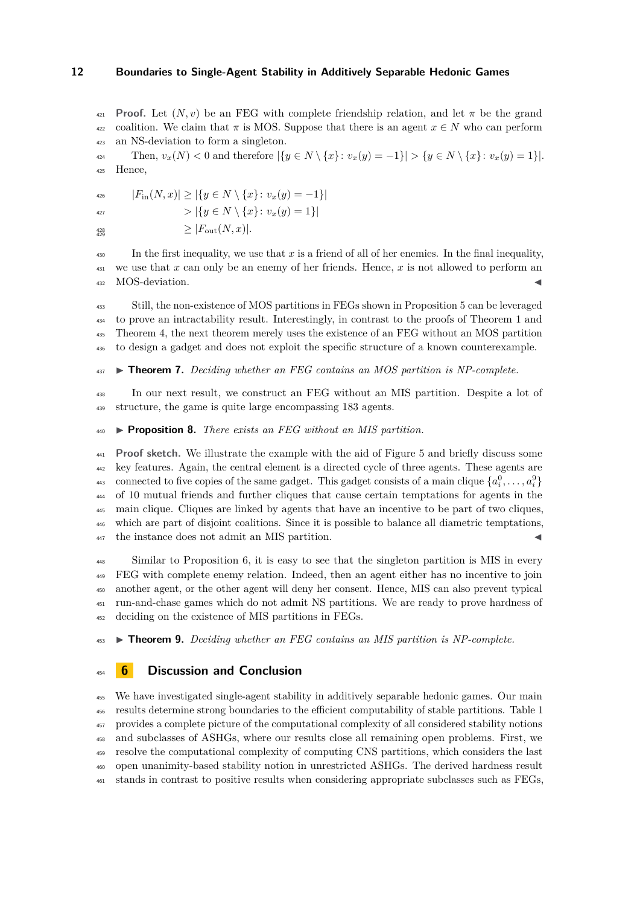**Proof.** Let $(N, v)$ be an FEG with complete friendship relation, and let $\pi$ be the grand coalition. We claim that $\pi$ is MOS. Suppose that there is an agent $x \in N$ who can perform an NS-deviation to form a singleton.

Then, $v_x(N) < 0$ and therefore $|\{y \in N \setminus \{x\} : v_x(y) = -1\}| > \{y \in N \setminus \{x\} : v_x(y) = 1\}|$. Hence,

$$
\begin{aligned}
|F_{\text{in}}(N, x)| &\geq |\{y \in N \setminus \{x\} : v_x(y) = -1\}| \\
&> |\{y \in N \setminus \{x\} : v_x(y) = 1\}| \\
&\geq |F_{\text{out}}(N, x)|.
\end{aligned}
$$

In the first inequality, we use that $x$ is a friend of all of her enemies. In the final inequality, we use that $x$ can only be an enemy of her friends. Hence, $x$ is not allowed to perform an MOS-deviation. ◀

Still, the non-existence of MOS partitions in FEGs shown in Proposition 5 can be leveraged to prove an intractability result. Interestingly, in contrast to the proofs of Theorem 1 and Theorem 4, the next theorem merely uses the existence of an FEG without an MOS partition to design a gadget and does not exploit the specific structure of a known counterexample.

▶ **Theorem 7.** *Deciding whether an FEG contains an MOS partition is NP-complete.*

In our next result, we construct an FEG without an MIS partition. Despite a lot of structure, the game is quite large encompassing 183 agents.

▶ **Proposition 8.** *There exists an FEG without an MIS partition.*

**Proof sketch.** We illustrate the example with the aid of Figure 5 and briefly discuss some key features. Again, the central element is a directed cycle of three agents. These agents are connected to five copies of the same gadget. This gadget consists of a main clique $\{a_i^0, \dots, a_i^9\}$ of 10 mutual friends and further cliques that cause certain temptations for agents in the main clique. Cliques are linked by agents that have an incentive to be part of two cliques, which are part of disjoint coalitions. Since it is possible to balance all diametric temptations, the instance does not admit an MIS partition. ◀

Similar to Proposition 6, it is easy to see that the singleton partition is MIS in every FEG with complete enemy relation. Indeed, then an agent either has no incentive to join another agent, or the other agent will deny her consent. Hence, MIS can also prevent typical run-and-chase games which do not admit NS partitions. We are ready to prove hardness of deciding on the existence of MIS partitions in FEGs.

▶ **Theorem 9.** *Deciding whether an FEG contains an MIS partition is NP-complete.*

## 6 Discussion and Conclusion

We have investigated single-agent stability in additively separable hedonic games. Our main results determine strong boundaries to the efficient computability of stable partitions. Table 1 provides a complete picture of the computational complexity of all considered stability notions and subclasses of ASHGs, where our results close all remaining open problems. First, we resolve the computational complexity of computing CNS partitions, which considers the last open unanimity-based stability notion in unrestricted ASHGs. The derived hardness result stands in contrast to positive results when considering appropriate subclasses such as FEGs,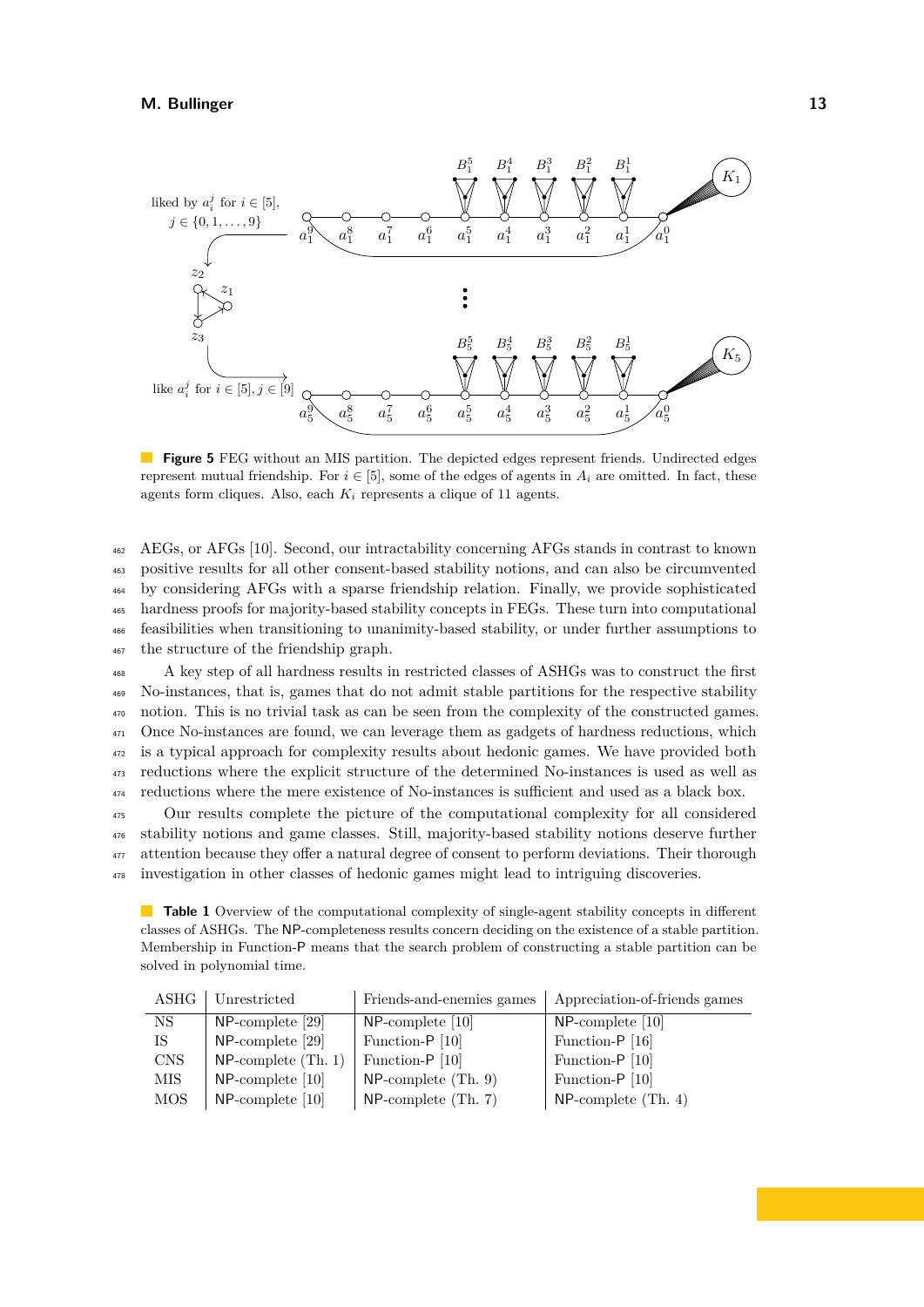**Figure 5** FEG without an MIS partition. The depicted edges represent friends. Undirected edges represent mutual friendship. For $i \in [5]$, some of the edges of agents in $A_i$ are omitted. In fact, these agents form cliques. Also, each $K_i$ represents a clique of 11 agents.

AEGs, or AFGs [10]. Second, our intractability concerning AFGs stands in contrast to known positive results for all other consent-based stability notions, and can also be circumvented by considering AFGs with a sparse friendship relation. Finally, we provide sophisticated hardness proofs for majority-based stability concepts in FEGs. These turn into computational feasibilities when transitioning to unanimity-based stability, or under further assumptions to the structure of the friendship graph.

A key step of all hardness results in restricted classes of ASHGs was to construct the first No-instances, that is, games that do not admit stable partitions for the respective stability notion. This is no trivial task as can be seen from the complexity of the constructed games. Once No-instances are found, we can leverage them as gadgets of hardness reductions, which is a typical approach for complexity results about hedonic games. We have provided both reductions where the explicit structure of the determined No-instances is used as well as reductions where the mere existence of No-instances is sufficient and used as a black box.

Our results complete the picture of the computational complexity for all considered stability notions and game classes. Still, majority-based stability notions deserve further attention because they offer a natural degree of consent to perform deviations. Their thorough investigation in other classes of hedonic games might lead to intriguing discoveries.

**Table 1** Overview of the computational complexity of single-agent stability concepts in different classes of ASHGs. The NP-completeness results concern deciding on the existence of a stable partition. Membership in Function-P means that the search problem of constructing a stable partition can be solved in polynomial time.

| ASHG | Unrestricted | Friends-and-enemies games | Appreciation-of-friends games |
|---|---|---|---|
| NS | NP-complete [29] | NP-complete [10] | NP-complete [10] |
| IS | NP-complete [29] | Function-P [10] | Function-P [16] |
| CNS | NP-complete (Th. 1) | Function-P [10] | Function-P [10] |
| MIS | NP-complete [10] | NP-complete (Th. 9) | Function-P [10] |
| MOS | NP-complete [10] | NP-complete (Th. 7) | NP-complete (Th. 4) |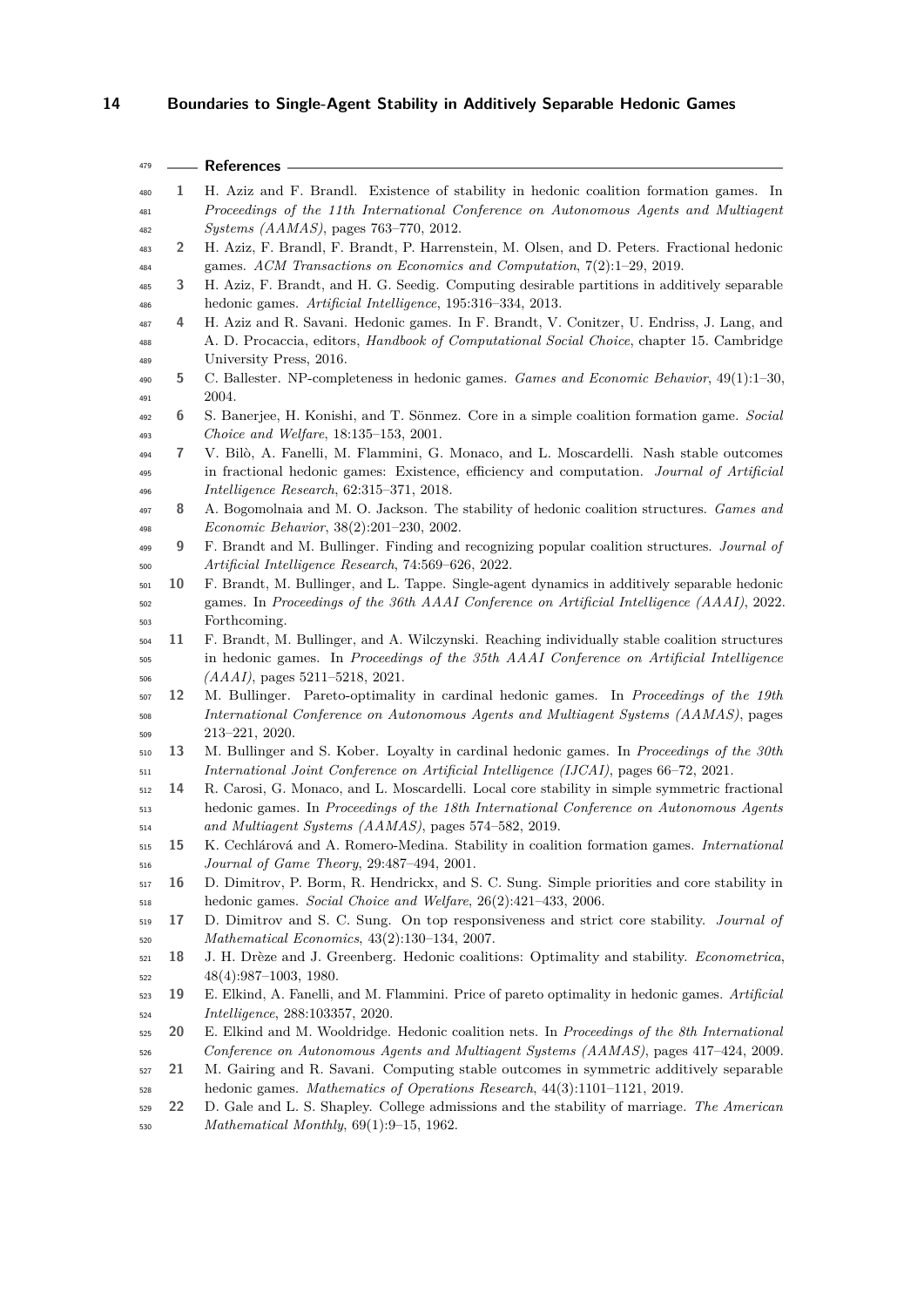## References

1. H. Aziz and F. Brandl. Existence of stability in hedonic coalition formation games. In *Proceedings of the 11th International Conference on Autonomous Agents and Multiagent Systems (AAMAS)*, pages 763–770, 2012.
2. H. Aziz, F. Brandl, F. Brandt, P. Harrenstein, M. Olsen, and D. Peters. Fractional hedonic games. *ACM Transactions on Economics and Computation*, 7(2):1–29, 2019.
3. H. Aziz, F. Brandt, and H. G. Seedig. Computing desirable partitions in additively separable hedonic games. *Artificial Intelligence*, 195:316–334, 2013.
4. H. Aziz and R. Savani. Hedonic games. In F. Brandt, V. Conitzer, U. Endriss, J. Lang, and A. D. Procaccia, editors, *Handbook of Computational Social Choice*, chapter 15. Cambridge University Press, 2016.
5. C. Ballester. NP-completeness in hedonic games. *Games and Economic Behavior*, 49(1):1–30, 2004.
6. S. Banerjee, H. Konishi, and T. Sönmez. Core in a simple coalition formation game. *Social Choice and Welfare*, 18:135–153, 2001.
7. V. Bilò, A. Fanelli, M. Flammini, G. Monaco, and L. Moscardelli. Nash stable outcomes in fractional hedonic games: Existence, efficiency and computation. *Journal of Artificial Intelligence Research*, 62:315–371, 2018.
8. A. Bogomolnaia and M. O. Jackson. The stability of hedonic coalition structures. *Games and Economic Behavior*, 38(2):201–230, 2002.
9. F. Brandt and M. Bullinger. Finding and recognizing popular coalition structures. *Journal of Artificial Intelligence Research*, 74:569–626, 2022.
10. F. Brandt, M. Bullinger, and L. Tappe. Single-agent dynamics in additively separable hedonic games. In *Proceedings of the 36th AAAI Conference on Artificial Intelligence (AAAI)*, 2022. Forthcoming.
11. F. Brandt, M. Bullinger, and A. Wilczynski. Reaching individually stable coalition structures in hedonic games. In *Proceedings of the 35th AAAI Conference on Artificial Intelligence (AAAI)*, pages 5211–5218, 2021.
12. M. Bullinger. Pareto-optimality in cardinal hedonic games. In *Proceedings of the 19th International Conference on Autonomous Agents and Multiagent Systems (AAMAS)*, pages 213–221, 2020.
13. M. Bullinger and S. Kober. Loyalty in cardinal hedonic games. In *Proceedings of the 30th International Joint Conference on Artificial Intelligence (IJCAI)*, pages 66–72, 2021.
14. R. Carosi, G. Monaco, and L. Moscardelli. Local core stability in simple symmetric fractional hedonic games. In *Proceedings of the 18th International Conference on Autonomous Agents and Multiagent Systems (AAMAS)*, pages 574–582, 2019.
15. K. Cechlárová and A. Romero-Medina. Stability in coalition formation games. *International Journal of Game Theory*, 29:487–494, 2001.
16. D. Dimitrov, P. Borm, R. Hendrickx, and S. C. Sung. Simple priorities and core stability in hedonic games. *Social Choice and Welfare*, 26(2):421–433, 2006.
17. D. Dimitrov and S. C. Sung. On top responsiveness and strict core stability. *Journal of Mathematical Economics*, 43(2):130–134, 2007.
18. J. H. Drèze and J. Greenberg. Hedonic coalitions: Optimality and stability. *Econometrica*, 48(4):987–1003, 1980.
19. E. Elkind, A. Fanelli, and M. Flammini. Price of pareto optimality in hedonic games. *Artificial Intelligence*, 288:103357, 2020.
20. E. Elkind and M. Wooldridge. Hedonic coalition nets. In *Proceedings of the 8th International Conference on Autonomous Agents and Multiagent Systems (AAMAS)*, pages 417–424, 2009.
21. M. Gairing and R. Savani. Computing stable outcomes in symmetric additively separable hedonic games. *Mathematics of Operations Research*, 44(3):1101–1121, 2019.
22. D. Gale and L. S. Shapley. College admissions and the stability of marriage. *The American Mathematical Monthly*, 69(1):9–15, 1962.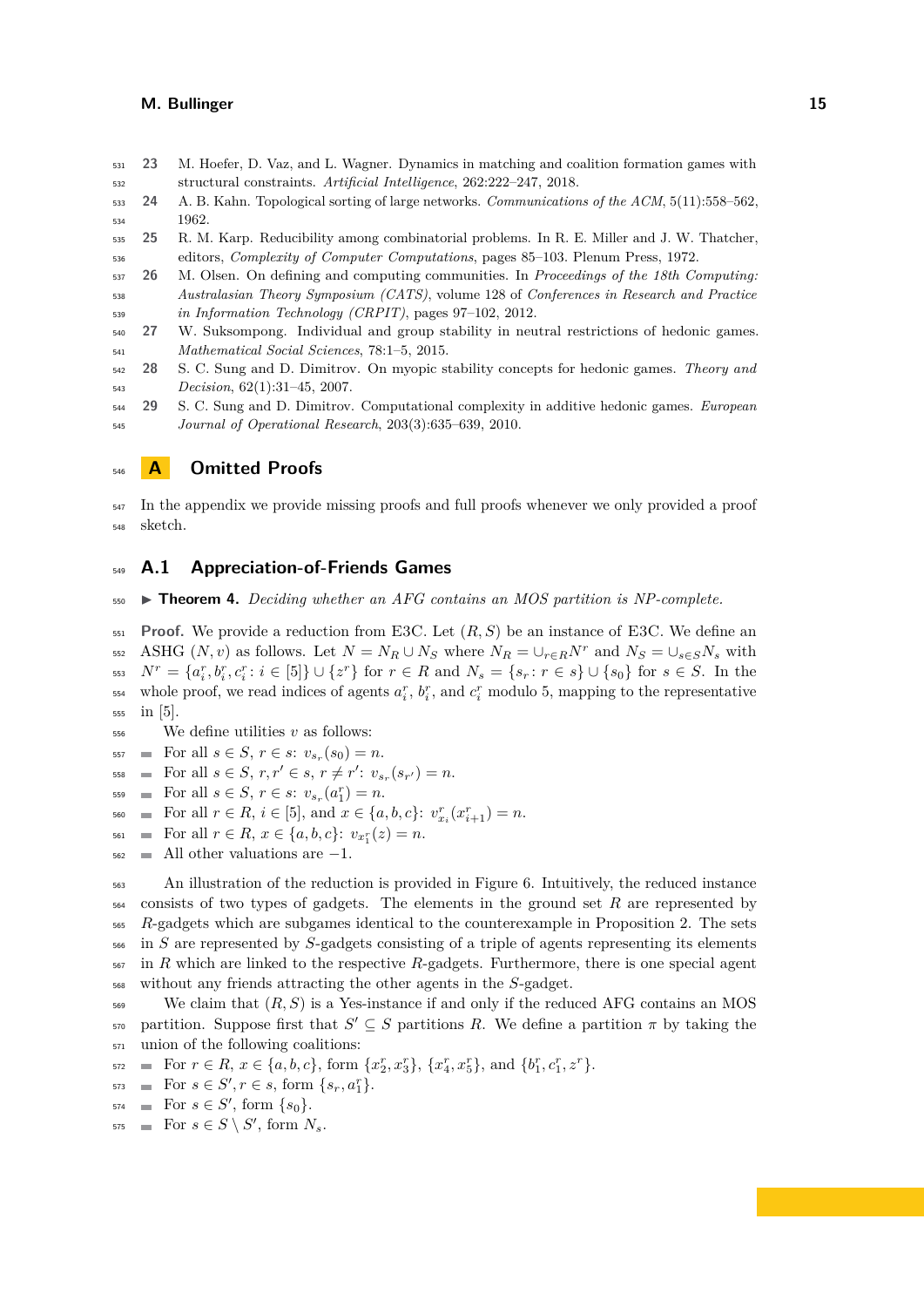23. M. Hoefer, D. Vaz, and L. Wagner. Dynamics in matching and coalition formation games with structural constraints. *Artificial Intelligence*, 262:222–247, 2018.
24. A. B. Kahn. Topological sorting of large networks. *Communications of the ACM*, 5(11):558–562, 1962.
25. R. M. Karp. Reducibility among combinatorial problems. In R. E. Miller and J. W. Thatcher, editors, *Complexity of Computer Computations*, pages 85–103. Plenum Press, 1972.
26. M. Olsen. On defining and computing communities. In *Proceedings of the 18th Computing: Australasian Theory Symposium (CATS)*, volume 128 of *Conferences in Research and Practice in Information Technology (CRPIT)*, pages 97–102, 2012.
27. W. Suksompong. Individual and group stability in neutral restrictions of hedonic games. *Mathematical Social Sciences*, 78:1–5, 2015.
28. S. C. Sung and D. Dimitrov. On myopic stability concepts for hedonic games. *Theory and Decision*, 62(1):31–45, 2007.
29. S. C. Sung and D. Dimitrov. Computational complexity in additive hedonic games. *European Journal of Operational Research*, 203(3):635–639, 2010.

# A Omitted Proofs

In the appendix we provide missing proofs and full proofs whenever we only provided a proof sketch.

## A.1 Appreciation-of-Friends Games

▶ **Theorem 4.** *Deciding whether an AFG contains an MOS partition is NP-complete.*

**Proof.** We provide a reduction from E3C. Let $(R, S)$ be an instance of E3C. We define an ASHG $(N, v)$ as follows. Let $N = N_R \cup N_S$ where $N_R = \cup_{r \in R} N^r$ and $N_S = \cup_{s \in S} N_s$ with $N^r = \{a_i^r, b_i^r, c_i^r : i \in [5]\} \cup \{z^r\}$ for $r \in R$ and $N_s = \{s_r : r \in s\} \cup \{s_0\}$ for $s \in S$. In the whole proof, we read indices of agents $a_i^r$, $b_i^r$, and $c_i^r$ modulo 5, mapping to the representative in $[5]$.

We define utilities $v$ as follows:

- For all $s \in S$, $r \in s$: $v_{s_r}(s_0) = n$.
- For all $s \in S$, $r, r' \in s$, $r \neq r'$: $v_{s_r}(s_{r'}) = n$.
- For all $s \in S$, $r \in s$: $v_{s_r}(a_1^r) = n$.
- For all $r \in R$, $i \in [5]$, and $x \in \{a, b, c\}$: $v_{x_i}^r(x_{i+1}^r) = n$.
- For all $r \in R$, $x \in \{a, b, c\}$: $v_{x_1^r}(z) = n$.
- All other valuations are $-1$.

An illustration of the reduction is provided in Figure 6. Intuitively, the reduced instance consists of two types of gadgets. The elements in the ground set $R$ are represented by $R$-gadgets which are subgames identical to the counterexample in Proposition 2. The sets in $S$ are represented by $S$-gadgets consisting of a triple of agents representing its elements in $R$ which are linked to the respective $R$-gadgets. Furthermore, there is one special agent without any friends attracting the other agents in the $S$-gadget.

We claim that $(R, S)$ is a Yes-instance if and only if the reduced AFG contains an MOS partition. Suppose first that $S' \subseteq S$ partitions $R$. We define a partition $\pi$ by taking the union of the following coalitions:

- For $r \in R$, $x \in \{a, b, c\}$, form $\{x_2^r, x_3^r\}$, $\{x_4^r, x_5^r\}$, and $\{b_1^r, c_1^r, z^r\}$.
- For $s \in S'$, $r \in s$, form $\{s_r, a_1^r\}$.
- For $s \in S'$, form $\{s_0\}$.
- For $s \in S \setminus S'$, form $N_s$.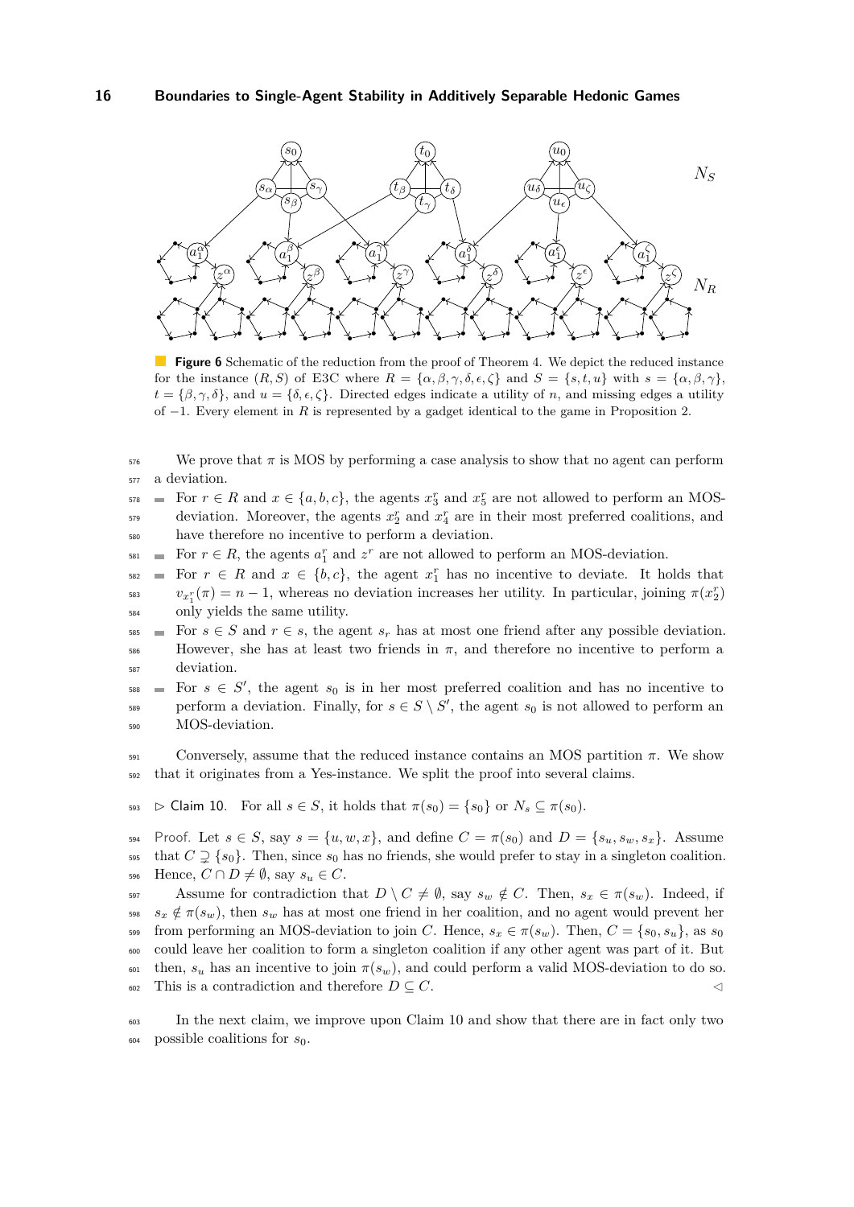**Figure 6** Schematic of the reduction from the proof of Theorem 4. We depict the reduced instance for the instance $(R, S)$ of E3C where $R = \{\alpha, \beta, \gamma, \delta, \epsilon, \zeta\}$ and $S = \{s, t, u\}$ with $s = \{\alpha, \beta, \gamma\}$, $t = \{\beta, \gamma, \delta\}$, and $u = \{\delta, \epsilon, \zeta\}$. Directed edges indicate a utility of $n$, and missing edges a utility of $-1$. Every element in $R$ is represented by a gadget identical to the game in Proposition 2.

We prove that $\pi$ is MOS by performing a case analysis to show that no agent can perform a deviation.

- For $r \in R$ and $x \in \{a, b, c\}$, the agents $x_3^r$ and $x_5^r$ are not allowed to perform an MOS-deviation. Moreover, the agents $x_2^r$ and $x_4^r$ are in their most preferred coalitions, and have therefore no incentive to perform a deviation.
- For $r \in R$, the agents $a_1^r$ and $z^r$ are not allowed to perform an MOS-deviation.
- For $r \in R$ and $x \in \{b, c\}$, the agent $x_1^r$ has no incentive to deviate. It holds that $v_{x_1^r}(\pi) = n - 1$, whereas no deviation increases her utility. In particular, joining $\pi(x_2^r)$ only yields the same utility.
- For $s \in S$ and $r \in s$, the agent $s_r$ has at most one friend after any possible deviation. However, she has at least two friends in $\pi$, and therefore no incentive to perform a deviation.
- For $s \in S'$, the agent $s_0$ is in her most preferred coalition and has no incentive to perform a deviation. Finally, for $s \in S \setminus S'$, the agent $s_0$ is not allowed to perform an MOS-deviation.

Conversely, assume that the reduced instance contains an MOS partition $\pi$. We show that it originates from a Yes-instance. We split the proof into several claims.

$\triangleright$ Claim 10. For all $s \in S$, it holds that $\pi(s_0) = \{s_0\}$ or $N_s \subseteq \pi(s_0)$.

*Proof.* Let $s \in S$, say $s = \{u, w, x\}$, and define $C = \pi(s_0)$ and $D = \{s_u, s_w, s_x\}$. Assume that $C \supsetneq \{s_0\}$. Then, since $s_0$ has no friends, she would prefer to stay in a singleton coalition. Hence, $C \cap D \neq \emptyset$, say $s_u \in C$.

Assume for contradiction that $D \setminus C \neq \emptyset$, say $s_w \notin C$. Then, $s_x \in \pi(s_w)$. Indeed, if $s_x \notin \pi(s_w)$, then $s_w$ has at most one friend in her coalition, and no agent would prevent her from performing an MOS-deviation to join $C$. Hence, $s_x \in \pi(s_w)$. Then, $C = \{s_0, s_u\}$, as $s_0$ could leave her coalition to form a singleton coalition if any other agent was part of it. But then, $s_u$ has an incentive to join $\pi(s_w)$, and could perform a valid MOS-deviation to do so. This is a contradiction and therefore $D \subseteq C$. $\triangleleft$

In the next claim, we improve upon Claim 10 and show that there are in fact only two possible coalitions for $s_0$.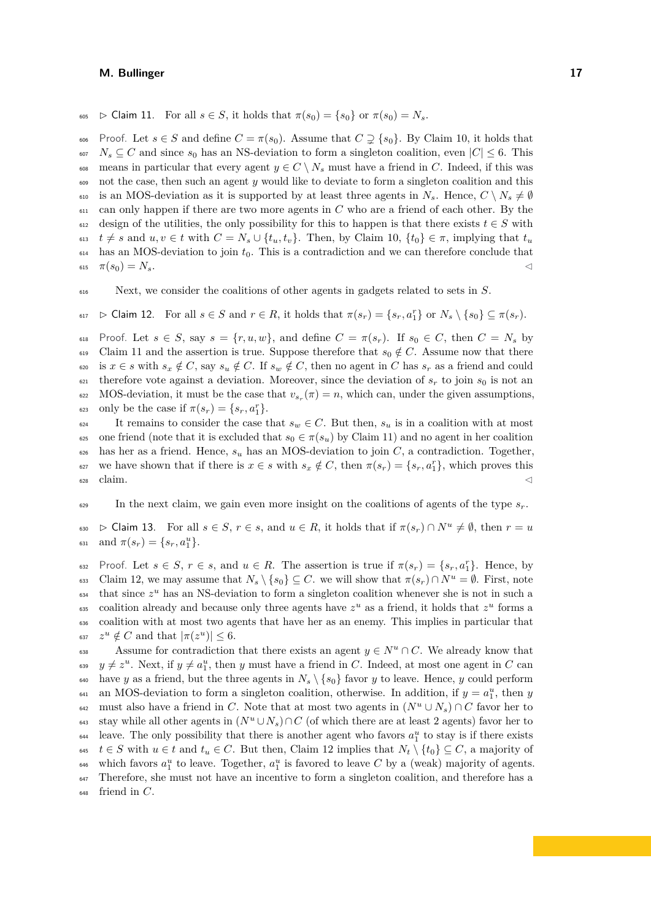▷ Claim 11. For all $s \in S$, it holds that $\pi(s_0) = \{s_0\}$ or $\pi(s_0) = N_s$.

Proof. Let $s \in S$ and define $C = \pi(s_0)$. Assume that $C \supsetneq \{s_0\}$. By Claim 10, it holds that $N_s \subseteq C$ and since $s_0$ has an NS-deviation to form a singleton coalition, even $|C| \leq 6$. This means in particular that every agent $y \in C \setminus N_s$ must have a friend in $C$. Indeed, if this was not the case, then such an agent $y$ would like to deviate to form a singleton coalition and this is an MOS-deviation as it is supported by at least three agents in $N_s$. Hence, $C \setminus N_s \neq \emptyset$ can only happen if there are two more agents in $C$ who are a friend of each other. By the design of the utilities, the only possibility for this to happen is that there exists $t \in S$ with $t \neq s$ and $u, v \in t$ with $C = N_s \cup \{t_u, t_v\}$. Then, by Claim 10, $\{t_0\} \in \pi$, implying that $t_u$ has an MOS-deviation to join $t_0$. This is a contradiction and we can therefore conclude that $\pi(s_0) = N_s$. ◁

Next, we consider the coalitions of other agents in gadgets related to sets in $S$.

▷ Claim 12. For all $s \in S$ and $r \in R$, it holds that $\pi(s_r) = \{s_r, a_1^r\}$ or $N_s \setminus \{s_0\} \subseteq \pi(s_r)$.

Proof. Let $s \in S$, say $s = \{r, u, w\}$, and define $C = \pi(s_r)$. If $s_0 \in C$, then $C = N_s$ by Claim 11 and the assertion is true. Suppose therefore that $s_0 \notin C$. Assume now that there is $x \in s$ with $s_x \notin C$, say $s_u \notin C$. If $s_w \notin C$, then no agent in $C$ has $s_r$ as a friend and could therefore vote against a deviation. Moreover, since the deviation of $s_r$ to join $s_0$ is not an MOS-deviation, it must be the case that $v_{s_r}(\pi) = n$, which can, under the given assumptions, only be the case if $\pi(s_r) = \{s_r, a_1^r\}$.

It remains to consider the case that $s_w \in C$. But then, $s_u$ is in a coalition with at most one friend (note that it is excluded that $s_0 \in \pi(s_u)$ by Claim 11) and no agent in her coalition has her as a friend. Hence, $s_u$ has an MOS-deviation to join $C$, a contradiction. Together, we have shown that if there is $x \in s$ with $s_x \notin C$, then $\pi(s_r) = \{s_r, a_1^r\}$, which proves this claim. ◁

In the next claim, we gain even more insight on the coalitions of agents of the type $s_r$.

▷ Claim 13. For all $s \in S$, $r \in s$, and $u \in R$, it holds that if $\pi(s_r) \cap N^u \neq \emptyset$, then $r = u$ and $\pi(s_r) = \{s_r, a_1^u\}$.

Proof. Let $s \in S$, $r \in s$, and $u \in R$. The assertion is true if $\pi(s_r) = \{s_r, a_1^r\}$. Hence, by Claim 12, we may assume that $N_s \setminus \{s_0\} \subseteq C$. we will show that $\pi(s_r) \cap N^u = \emptyset$. First, note that since $z^u$ has an NS-deviation to form a singleton coalition whenever she is not in such a coalition already and because only three agents have $z^u$ as a friend, it holds that $z^u$ forms a coalition with at most two agents that have her as an enemy. This implies in particular that $z^u \notin C$ and that $|\pi(z^u)| \leq 6$.

Assume for contradiction that there exists an agent $y \in N^u \cap C$. We already know that $y \neq z^u$. Next, if $y \neq a_1^u$, then $y$ must have a friend in $C$. Indeed, at most one agent in $C$ can have $y$ as a friend, but the three agents in $N_s \setminus \{s_0\}$ favor $y$ to leave. Hence, $y$ could perform an MOS-deviation to form a singleton coalition, otherwise. In addition, if $y = a_1^u$, then $y$ must also have a friend in $C$. Note that at most two agents in $(N^u \cup N_s) \cap C$ favor her to stay while all other agents in $(N^u \cup N_s) \cap C$ (of which there are at least 2 agents) favor her to leave. The only possibility that there is another agent who favors $a_1^u$ to stay is if there exists $t \in S$ with $u \in t$ and $t_u \in C$. But then, Claim 12 implies that $N_t \setminus \{t_0\} \subseteq C$, a majority of which favors $a_1^u$ to leave. Together, $a_1^u$ is favored to leave $C$ by a (weak) majority of agents. Therefore, she must not have an incentive to form a singleton coalition, and therefore has a friend in $C$.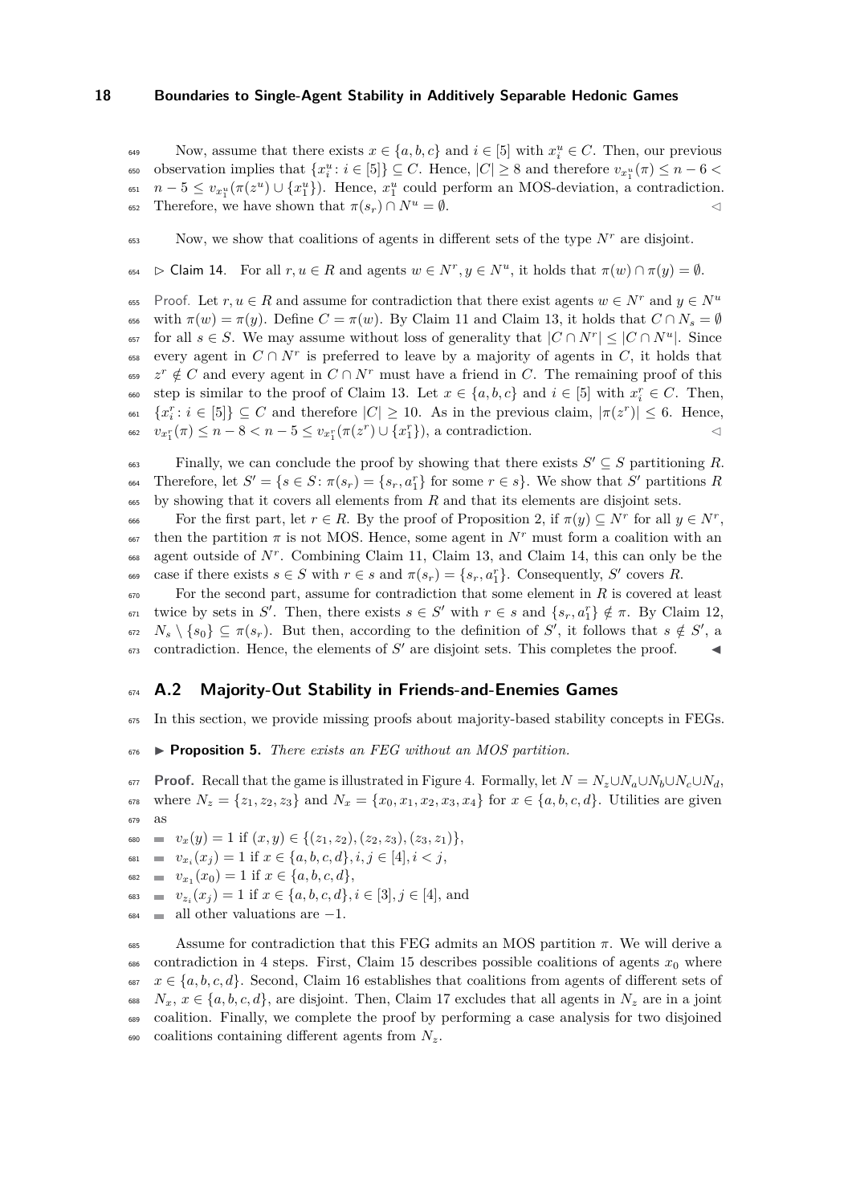Now, assume that there exists $x \in \{a, b, c\}$ and $i \in [5]$ with $x_i^u \in C$. Then, our previous observation implies that $\{x_i^u : i \in [5]\} \subseteq C$. Hence, $|C| \geq 8$ and therefore $v_{x_1^u}(\pi) \leq n - 6 < n - 5 \leq v_{x_1^u}(\pi(z^u) \cup \{x_1^u\})$. Hence, $x_1^u$ could perform an MOS-deviation, a contradiction. Therefore, we have shown that $\pi(s_r) \cap N^u = \emptyset$. ◁

Now, we show that coalitions of agents in different sets of the type $N^r$ are disjoint.

▷ Claim 14. For all $r, u \in R$ and agents $w \in N^r, y \in N^u$, it holds that $\pi(w) \cap \pi(y) = \emptyset$.

Proof. Let $r, u \in R$ and assume for contradiction that there exist agents $w \in N^r$ and $y \in N^u$ with $\pi(w) = \pi(y)$. Define $C = \pi(w)$. By Claim 11 and Claim 13, it holds that $C \cap N_s = \emptyset$ for all $s \in S$. We may assume without loss of generality that $|C \cap N^r| \leq |C \cap N^u|$. Since every agent in $C \cap N^r$ is preferred to leave by a majority of agents in $C$, it holds that $z^r \notin C$ and every agent in $C \cap N^r$ must have a friend in $C$. The remaining proof of this step is similar to the proof of Claim 13. Let $x \in \{a, b, c\}$ and $i \in [5]$ with $x_i^r \in C$. Then, $\{x_i^r : i \in [5]\} \subseteq C$ and therefore $|C| \geq 10$. As in the previous claim, $|\pi(z^r)| \leq 6$. Hence, $v_{x_1^r}(\pi) \leq n - 8 < n - 5 \leq v_{x_1^r}(\pi(z^r) \cup \{x_1^r\})$, a contradiction. ◁

Finally, we can conclude the proof by showing that there exists $S' \subseteq S$ partitioning $R$. Therefore, let $S' = \{s \in S : \pi(s_r) = \{s_r, a_1^r\}$ for some $r \in s\}$. We show that $S'$ partitions $R$ by showing that it covers all elements from $R$ and that its elements are disjoint sets.

For the first part, let $r \in R$. By the proof of Proposition 2, if $\pi(y) \subseteq N^r$ for all $y \in N^r$, then the partition $\pi$ is not MOS. Hence, some agent in $N^r$ must form a coalition with an agent outside of $N^r$. Combining Claim 11, Claim 13, and Claim 14, this can only be the case if there exists $s \in S$ with $r \in s$ and $\pi(s_r) = \{s_r, a_1^r\}$. Consequently, $S'$ covers $R$.

For the second part, assume for contradiction that some element in $R$ is covered at least twice by sets in $S'$. Then, there exists $s \in S'$ with $r \in s$ and $\{s_r, a_1^r\} \notin \pi$. By Claim 12, $N_s \setminus \{s_0\} \subseteq \pi(s_r)$. But then, according to the definition of $S'$, it follows that $s \notin S'$, a contradiction. Hence, the elements of $S'$ are disjoint sets. This completes the proof. ◀

## A.2 Majority-Out Stability in Friends-and-Enemies Games

In this section, we provide missing proofs about majority-based stability concepts in FEGs.

▶ **Proposition 5.** *There exists an FEG without an MOS partition.*

**Proof.** Recall that the game is illustrated in Figure 4. Formally, let $N = N_z \cup N_a \cup N_b \cup N_c \cup N_d$, where $N_z = \{z_1, z_2, z_3\}$ and $N_x = \{x_0, x_1, x_2, x_3, x_4\}$ for $x \in \{a, b, c, d\}$. Utilities are given as

- $v_x(y) = 1$ if $(x, y) \in \{(z_1, z_2), (z_2, z_3), (z_3, z_1)\}$,
- $v_{x_i}(x_j) = 1$ if $x \in \{a, b, c, d\}, i, j \in [4], i < j$,
- $v_{x_1}(x_0) = 1$ if $x \in \{a, b, c, d\}$,
- $v_{z_i}(x_j) = 1$ if $x \in \{a, b, c, d\}, i \in [3], j \in [4]$, and
- all other valuations are $-1$.

Assume for contradiction that this FEG admits an MOS partition $\pi$. We will derive a contradiction in 4 steps. First, Claim 15 describes possible coalitions of agents $x_0$ where $x \in \{a, b, c, d\}$. Second, Claim 16 establishes that coalitions from agents of different sets of $N_x$, $x \in \{a, b, c, d\}$, are disjoint. Then, Claim 17 excludes that all agents in $N_z$ are in a joint coalition. Finally, we complete the proof by performing a case analysis for two disjoined coalitions containing different agents from $N_z$.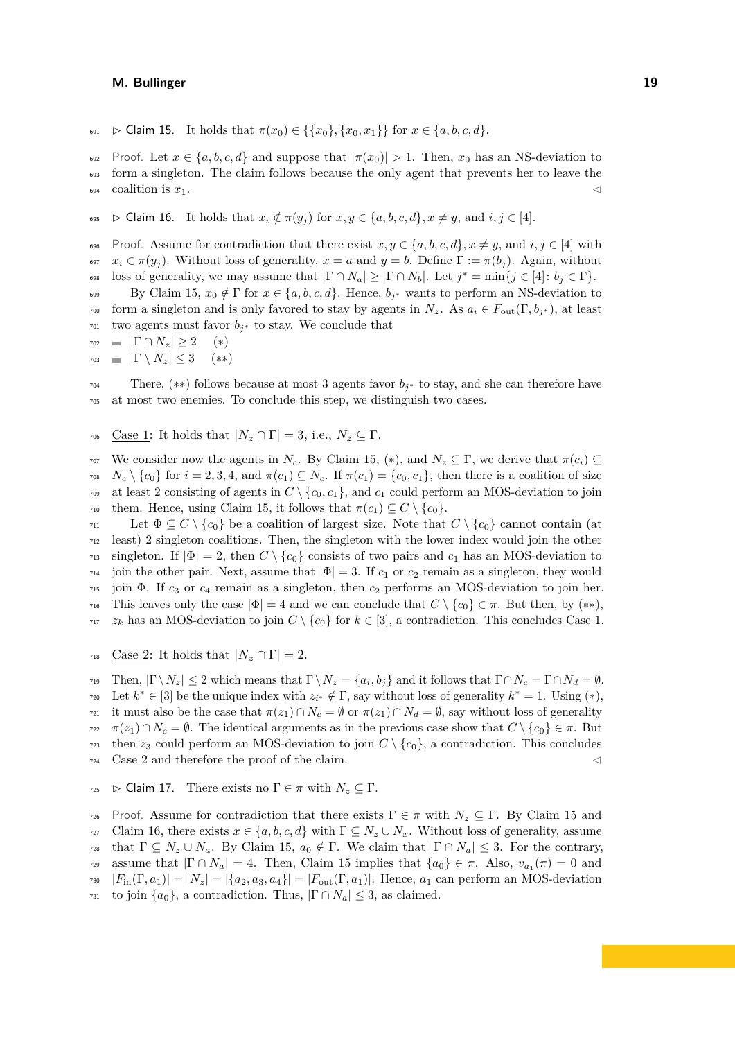▷ Claim 15. It holds that $\pi(x_0) \in \{\{x_0\}, \{x_0, x_1\}\}$ for $x \in \{a, b, c, d\}$.

Proof. Let $x \in \{a, b, c, d\}$ and suppose that $|\pi(x_0)| > 1$. Then, $x_0$ has an NS-deviation to form a singleton. The claim follows because the only agent that prevents her to leave the coalition is $x_1$. ◁

▷ Claim 16. It holds that $x_i \notin \pi(y_j)$ for $x, y \in \{a, b, c, d\}, x \neq y$, and $i, j \in [4]$.

Proof. Assume for contradiction that there exist $x, y \in \{a, b, c, d\}, x \neq y$, and $i, j \in [4]$ with $x_i \in \pi(y_j)$. Without loss of generality, $x = a$ and $y = b$. Define $\Gamma := \pi(b_j)$. Again, without loss of generality, we may assume that $|\Gamma \cap N_a| \geq |\Gamma \cap N_b|$. Let $j^* = \min\{j \in [4] : b_j \in \Gamma\}$.

By Claim 15, $x_0 \notin \Gamma$ for $x \in \{a, b, c, d\}$. Hence, $b_{j^*}$ wants to perform an NS-deviation to form a singleton and is only favored to stay by agents in $N_z$. As $a_i \in F_{\text{out}}(\Gamma, b_{j^*})$, at least two agents must favor $b_{j^*}$ to stay. We conclude that

- $|\Gamma \cap N_z| \geq 2 \quad (*)$
- $|\Gamma \setminus N_z| \leq 3 \quad (**)$

There, $(**)$ follows because at most 3 agents favor $b_{j^*}$ to stay, and she can therefore have at most two enemies. To conclude this step, we distinguish two cases.

Case 1: It holds that $|N_z \cap \Gamma| = 3$, i.e., $N_z \subseteq \Gamma$.

We consider now the agents in $N_c$. By Claim 15, $(*)$, and $N_z \subseteq \Gamma$, we derive that $\pi(c_i) \subseteq N_c \setminus \{c_0\}$ for $i = 2, 3, 4$, and $\pi(c_1) \subseteq N_c$. If $\pi(c_1) = \{c_0, c_1\}$, then there is a coalition of size at least 2 consisting of agents in $C \setminus \{c_0, c_1\}$, and $c_1$ could perform an MOS-deviation to join them. Hence, using Claim 15, it follows that $\pi(c_1) \subseteq C \setminus \{c_0\}$.

Let $\Phi \subseteq C \setminus \{c_0\}$ be a coalition of largest size. Note that $C \setminus \{c_0\}$ cannot contain (at least) 2 singleton coalitions. Then, the singleton with the lower index would join the other singleton. If $|\Phi| = 2$, then $C \setminus \{c_0\}$ consists of two pairs and $c_1$ has an MOS-deviation to join the other pair. Next, assume that $|\Phi| = 3$. If $c_1$ or $c_2$ remain as a singleton, they would join $\Phi$. If $c_3$ or $c_4$ remain as a singleton, then $c_2$ performs an MOS-deviation to join her. This leaves only the case $|\Phi| = 4$ and we can conclude that $C \setminus \{c_0\} \in \pi$. But then, by $(**)$, $z_k$ has an MOS-deviation to join $C \setminus \{c_0\}$ for $k \in [3]$, a contradiction. This concludes Case 1.

Case 2: It holds that $|N_z \cap \Gamma| = 2$.

Then, $|\Gamma \setminus N_z| \leq 2$ which means that $\Gamma \setminus N_z = \{a_i, b_j\}$ and it follows that $\Gamma \cap N_c = \Gamma \cap N_d = \emptyset$. Let $k^* \in [3]$ be the unique index with $z_{i^*} \notin \Gamma$, say without loss of generality $k^* = 1$. Using $(*)$, it must also be the case that $\pi(z_1) \cap N_c = \emptyset$ or $\pi(z_1) \cap N_d = \emptyset$, say without loss of generality $\pi(z_1) \cap N_c = \emptyset$. The identical arguments as in the previous case show that $C \setminus \{c_0\} \in \pi$. But then $z_3$ could perform an MOS-deviation to join $C \setminus \{c_0\}$, a contradiction. This concludes Case 2 and therefore the proof of the claim. ◁

▷ Claim 17. There exists no $\Gamma \in \pi$ with $N_z \subseteq \Gamma$.

Proof. Assume for contradiction that there exists $\Gamma \in \pi$ with $N_z \subseteq \Gamma$. By Claim 15 and Claim 16, there exists $x \in \{a, b, c, d\}$ with $\Gamma \subseteq N_z \cup N_x$. Without loss of generality, assume that $\Gamma \subseteq N_z \cup N_a$. By Claim 15, $a_0 \notin \Gamma$. We claim that $|\Gamma \cap N_a| \leq 3$. For the contrary, assume that $|\Gamma \cap N_a| = 4$. Then, Claim 15 implies that $\{a_0\} \in \pi$. Also, $v_{a_1}(\pi) = 0$ and $|F_{\text{in}}(\Gamma, a_1)| = |N_z| = |\{a_2, a_3, a_4\}| = |F_{\text{out}}(\Gamma, a_1)|$. Hence, $a_1$ can perform an MOS-deviation to join $\{a_0\}$, a contradiction. Thus, $|\Gamma \cap N_a| \leq 3$, as claimed.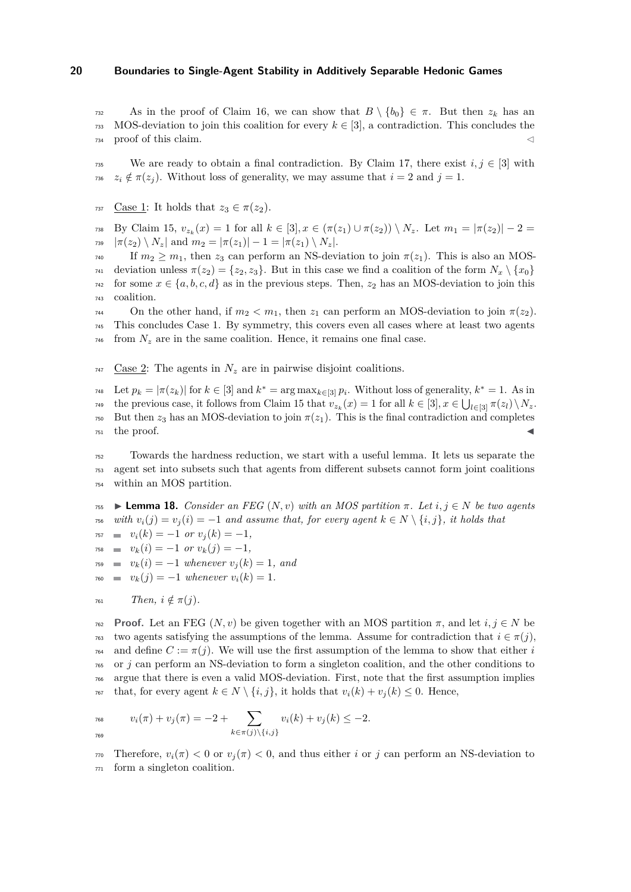As in the proof of Claim 16, we can show that $B \setminus \{b_0\} \in \pi$. But then $z_k$ has an MOS-deviation to join this coalition for every $k \in [3]$, a contradiction. This concludes the proof of this claim. $\lhd$

We are ready to obtain a final contradiction. By Claim 17, there exist $i, j \in [3]$ with $z_i \notin \pi(z_j)$. Without loss of generality, we may assume that $i = 2$ and $j = 1$.

Case 1: It holds that $z_3 \in \pi(z_2)$.

By Claim 15, $v_{z_k}(x) = 1$ for all $k \in [3], x \in (\pi(z_1) \cup \pi(z_2)) \setminus N_z$. Let $m_1 = |\pi(z_2)| - 2 = |\pi(z_2) \setminus N_z|$ and $m_2 = |\pi(z_1)| - 1 = |\pi(z_1) \setminus N_z|$.

If $m_2 \geq m_1$, then $z_3$ can perform an NS-deviation to join $\pi(z_1)$. This is also an MOS-deviation unless $\pi(z_2) = \{z_2, z_3\}$. But in this case we find a coalition of the form $N_x \setminus \{x_0\}$ for some $x \in \{a, b, c, d\}$ as in the previous steps. Then, $z_2$ has an MOS-deviation to join this coalition.

On the other hand, if $m_2 < m_1$, then $z_1$ can perform an MOS-deviation to join $\pi(z_2)$. This concludes Case 1. By symmetry, this covers even all cases where at least two agents from $N_z$ are in the same coalition. Hence, it remains one final case.

Case 2: The agents in $N_z$ are in pairwise disjoint coalitions.

Let $p_k = |\pi(z_k)|$ for $k \in [3]$ and $k^* = \arg\max_{k \in [3]} p_i$. Without loss of generality, $k^* = 1$. As in the previous case, it follows from Claim 15 that $v_{z_k}(x) = 1$ for all $k \in [3], x \in \bigcup_{l \in [3]} \pi(z_l) \setminus N_z$. But then $z_3$ has an MOS-deviation to join $\pi(z_1)$. This is the final contradiction and completes the proof. ◀

Towards the hardness reduction, we start with a useful lemma. It lets us separate the agent set into subsets such that agents from different subsets cannot form joint coalitions within an MOS partition.

▶ **Lemma 18.** *Consider an FEG $(N, v)$ with an MOS partition $\pi$. Let $i, j \in N$ be two agents with $v_i(j) = v_j(i) = -1$ and assume that, for every agent $k \in N \setminus \{i, j\}$, it holds that*

- *$v_i(k) = -1$ or $v_j(k) = -1$,*
- *$v_k(i) = -1$ or $v_k(j) = -1$,*
- *$v_k(i) = -1$ whenever $v_j(k) = 1$, and*
- *$v_k(j) = -1$ whenever $v_i(k) = 1$.*

*Then, $i \notin \pi(j)$.*

**Proof.** Let an FEG $(N, v)$ be given together with an MOS partition $\pi$, and let $i, j \in N$ be two agents satisfying the assumptions of the lemma. Assume for contradiction that $i \in \pi(j)$, and define $C := \pi(j)$. We will use the first assumption of the lemma to show that either $i$ or $j$ can perform an NS-deviation to form a singleton coalition, and the other conditions to argue that there is even a valid MOS-deviation. First, note that the first assumption implies that, for every agent $k \in N \setminus \{i, j\}$, it holds that $v_i(k) + v_j(k) \leq 0$. Hence,

$$v_i(\pi) + v_j(\pi) = -2 + \sum_{k \in \pi(j) \setminus \{i, j\}} v_i(k) + v_j(k) \leq -2.$$

Therefore, $v_i(\pi) < 0$ or $v_j(\pi) < 0$, and thus either $i$ or $j$ can perform an NS-deviation to form a singleton coalition.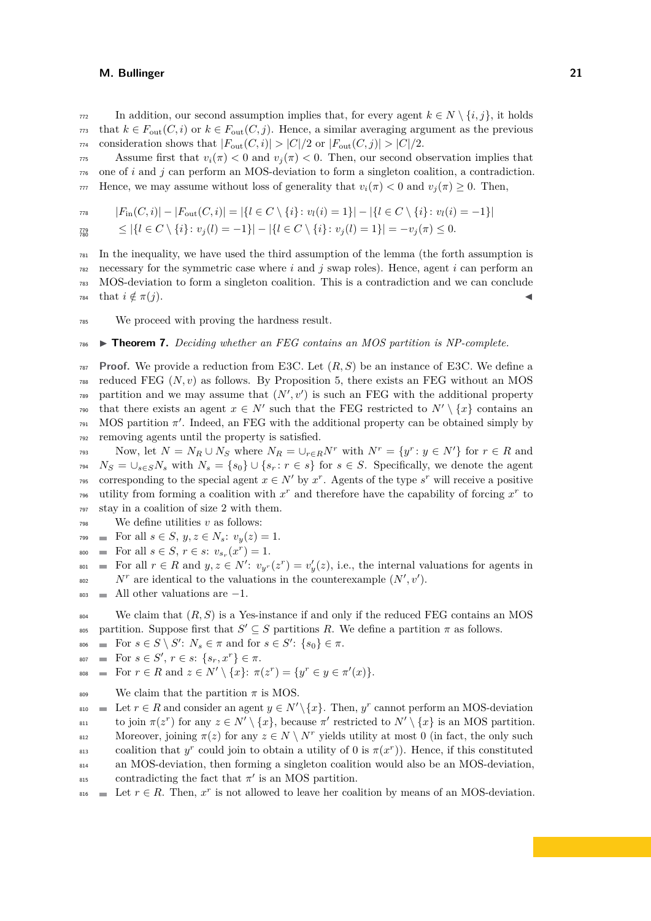In addition, our second assumption implies that, for every agent $k \in N \setminus \{i,j\}$, it holds that $k \in F_{\text{out}}(C,i)$ or $k \in F_{\text{out}}(C,j)$. Hence, a similar averaging argument as the previous consideration shows that $|F_{\text{out}}(C,i)| > |C|/2$ or $|F_{\text{out}}(C,j)| > |C|/2$.

Assume first that $v_i(\pi) < 0$ and $v_j(\pi) < 0$. Then, our second observation implies that one of $i$ and $j$ can perform an MOS-deviation to form a singleton coalition, a contradiction. Hence, we may assume without loss of generality that $v_i(\pi) < 0$ and $v_j(\pi) \geq 0$. Then,

$$|F_{\text{in}}(C,i)| - |F_{\text{out}}(C,i)| = |\{l \in C \setminus \{i\} : v_l(i) = 1\}| - |\{l \in C \setminus \{i\} : v_l(i) = -1\}|$$
$$\leq |\{l \in C \setminus \{i\} : v_j(l) = -1\}| - |\{l \in C \setminus \{i\} : v_j(l) = 1\}| = -v_j(\pi) \leq 0.$$

In the inequality, we have used the third assumption of the lemma (the forth assumption is necessary for the symmetric case where $i$ and $j$ swap roles). Hence, agent $i$ can perform an MOS-deviation to form a singleton coalition. This is a contradiction and we can conclude that $i \notin \pi(j)$. ◀

We proceed with proving the hardness result.

▶ **Theorem 7.** *Deciding whether an FEG contains an MOS partition is NP-complete.*

**Proof.** We provide a reduction from E3C. Let $(R,S)$ be an instance of E3C. We define a reduced FEG $(N,v)$ as follows. By Proposition 5, there exists an FEG without an MOS partition and we may assume that $(N',v')$ is such an FEG with the additional property that there exists an agent $x \in N'$ such that the FEG restricted to $N' \setminus \{x\}$ contains an MOS partition $\pi'$. Indeed, an FEG with the additional property can be obtained simply by removing agents until the property is satisfied.

Now, let $N = N_R \cup N_S$ where $N_R = \cup_{r \in R} N^r$ with $N^r = \{y^r : y \in N'\}$ for $r \in R$ and $N_S = \cup_{s \in S} N_s$ with $N_s = \{s_0\} \cup \{s_r : r \in s\}$ for $s \in S$. Specifically, we denote the agent corresponding to the special agent $x \in N'$ by $x^r$. Agents of the type $s^r$ will receive a positive utility from forming a coalition with $x^r$ and therefore have the capability of forcing $x^r$ to stay in a coalition of size 2 with them.

We define utilities $v$ as follows:

- For all $s \in S$, $y, z \in N_s$: $v_y(z) = 1$.
- For all $s \in S$, $r \in s$: $v_{s_r}(x^r) = 1$.
- For all $r \in R$ and $y, z \in N'$: $v_{y^r}(z^r) = v'_y(z)$, i.e., the internal valuations for agents in $N^r$ are identical to the valuations in the counterexample $(N',v')$.
- All other valuations are $-1$.

We claim that $(R,S)$ is a Yes-instance if and only if the reduced FEG contains an MOS partition. Suppose first that $S' \subseteq S$ partitions $R$. We define a partition $\pi$ as follows.

- For $s \in S \setminus S'$: $N_s \in \pi$ and for $s \in S'$: $\{s_0\} \in \pi$.
- For $s \in S'$, $r \in s$: $\{s_r, x^r\} \in \pi$.
- For $r \in R$ and $z \in N' \setminus \{x\}$: $\pi(z^r) = \{y^r \in y \in \pi'(x)\}$.

We claim that the partition $\pi$ is MOS.

- Let $r \in R$ and consider an agent $y \in N' \setminus \{x\}$. Then, $y^r$ cannot perform an MOS-deviation to join $\pi(z^r)$ for any $z \in N' \setminus \{x\}$, because $\pi'$ restricted to $N' \setminus \{x\}$ is an MOS partition. Moreover, joining $\pi(z)$ for any $z \in N \setminus N^r$ yields utility at most 0 (in fact, the only such coalition that $y^r$ could join to obtain a utility of 0 is $\pi(x^r)$). Hence, if this constituted an MOS-deviation, then forming a singleton coalition would also be an MOS-deviation, contradicting the fact that $\pi'$ is an MOS partition.
- Let $r \in R$. Then, $x^r$ is not allowed to leave her coalition by means of an MOS-deviation.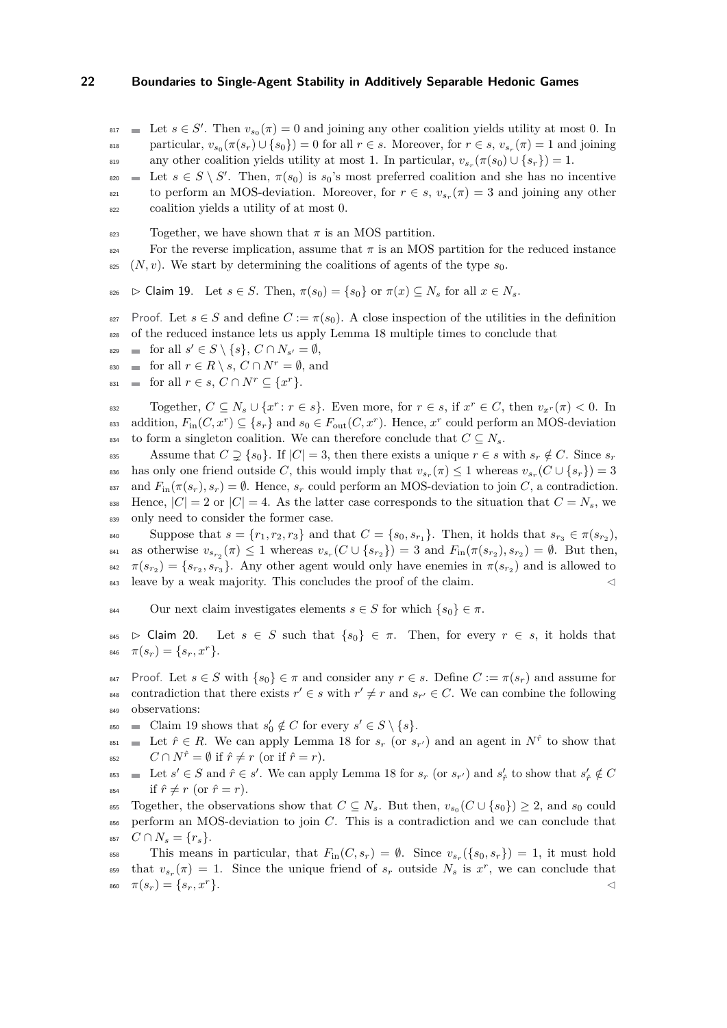- Let $s \in S'$. Then $v_{s_0}(\pi) = 0$ and joining any other coalition yields utility at most 0. In particular, $v_{s_0}(\pi(s_r) \cup \{s_0\}) = 0$ for all $r \in s$. Moreover, for $r \in s$, $v_{s_r}(\pi) = 1$ and joining any other coalition yields utility at most 1. In particular, $v_{s_r}(\pi(s_0) \cup \{s_r\}) = 1$.
- Let $s \in S \setminus S'$. Then, $\pi(s_0)$ is $s_0$'s most preferred coalition and she has no incentive to perform an MOS-deviation. Moreover, for $r \in s$, $v_{s_r}(\pi) = 3$ and joining any other coalition yields a utility of at most 0.

Together, we have shown that $\pi$ is an MOS partition.

For the reverse implication, assume that $\pi$ is an MOS partition for the reduced instance $(N, v)$. We start by determining the coalitions of agents of the type $s_0$.

$\triangleright$ Claim 19. Let $s \in S$. Then, $\pi(s_0) = \{s_0\}$ or $\pi(x) \subseteq N_s$ for all $x \in N_s$.

*Proof.* Let $s \in S$ and define $C := \pi(s_0)$. A close inspection of the utilities in the definition of the reduced instance lets us apply Lemma 18 multiple times to conclude that

- for all $s' \in S \setminus \{s\}$, $C \cap N_{s'} = \emptyset$,
- for all $r \in R \setminus s$, $C \cap N^r = \emptyset$, and
- for all $r \in s$, $C \cap N^r \subseteq \{x^r\}$.

Together, $C \subseteq N_s \cup \{x^r : r \in s\}$. Even more, for $r \in s$, if $x^r \in C$, then $v_{x^r}(\pi) < 0$. In addition, $F_{\text{in}}(C, x^r) \subseteq \{s_r\}$ and $s_0 \in F_{\text{out}}(C, x^r)$. Hence, $x^r$ could perform an MOS-deviation to form a singleton coalition. We can therefore conclude that $C \subseteq N_s$.

Assume that $C \supsetneq \{s_0\}$. If $|C| = 3$, then there exists a unique $r \in s$ with $s_r \notin C$. Since $s_r$ has only one friend outside $C$, this would imply that $v_{s_r}(\pi) \leq 1$ whereas $v_{s_r}(C \cup \{s_r\}) = 3$ and $F_{\text{in}}(\pi(s_r), s_r) = \emptyset$. Hence, $s_r$ could perform an MOS-deviation to join $C$, a contradiction. Hence, $|C| = 2$ or $|C| = 4$. As the latter case corresponds to the situation that $C = N_s$, we only need to consider the former case.

Suppose that $s = \{r_1, r_2, r_3\}$ and that $C = \{s_0, s_{r_1}\}$. Then, it holds that $s_{r_3} \in \pi(s_{r_2})$, as otherwise $v_{s_{r_2}}(\pi) \leq 1$ whereas $v_{s_r}(C \cup \{s_{r_2}\}) = 3$ and $F_{\text{in}}(\pi(s_{r_2}), s_{r_2}) = \emptyset$. But then, $\pi(s_{r_2}) = \{s_{r_2}, s_{r_3}\}$. Any other agent would only have enemies in $\pi(s_{r_2})$ and is allowed to leave by a weak majority. This concludes the proof of the claim. $\triangleleft$

Our next claim investigates elements $s \in S$ for which $\{s_0\} \in \pi$.

$\triangleright$ Claim 20. Let $s \in S$ such that $\{s_0\} \in \pi$. Then, for every $r \in s$, it holds that $\pi(s_r) = \{s_r, x^r\}$.

*Proof.* Let $s \in S$ with $\{s_0\} \in \pi$ and consider any $r \in s$. Define $C := \pi(s_r)$ and assume for contradiction that there exists $r' \in s$ with $r' \neq r$ and $s_{r'} \in C$. We can combine the following observations:

- Claim 19 shows that $s'_0 \notin C$ for every $s' \in S \setminus \{s\}$.
- Let $\hat{r} \in R$. We can apply Lemma 18 for $s_r$ (or $s_{r'}$) and an agent in $N^{\hat{r}}$ to show that $C \cap N^{\hat{r}} = \emptyset$ if $\hat{r} \neq r$ (or if $\hat{r} = r$).
- Let $s' \in S$ and $\hat{r} \in s'$. We can apply Lemma 18 for $s_r$ (or $s_{r'}$) and $s'_{\hat{r}}$ to show that $s'_{\hat{r}} \notin C$ if $\hat{r} \neq r$ (or $\hat{r} = r$).

Together, the observations show that $C \subseteq N_s$. But then, $v_{s_0}(C \cup \{s_0\}) \geq 2$, and $s_0$ could perform an MOS-deviation to join $C$. This is a contradiction and we can conclude that $C \cap N_s = \{r_s\}$.

This means in particular, that $F_{\text{in}}(C, s_r) = \emptyset$. Since $v_{s_r}(\{s_0, s_r\}) = 1$, it must hold that $v_{s_r}(\pi) = 1$. Since the unique friend of $s_r$ outside $N_s$ is $x^r$, we can conclude that $\pi(s_r) = \{s_r, x^r\}$. $\triangleleft$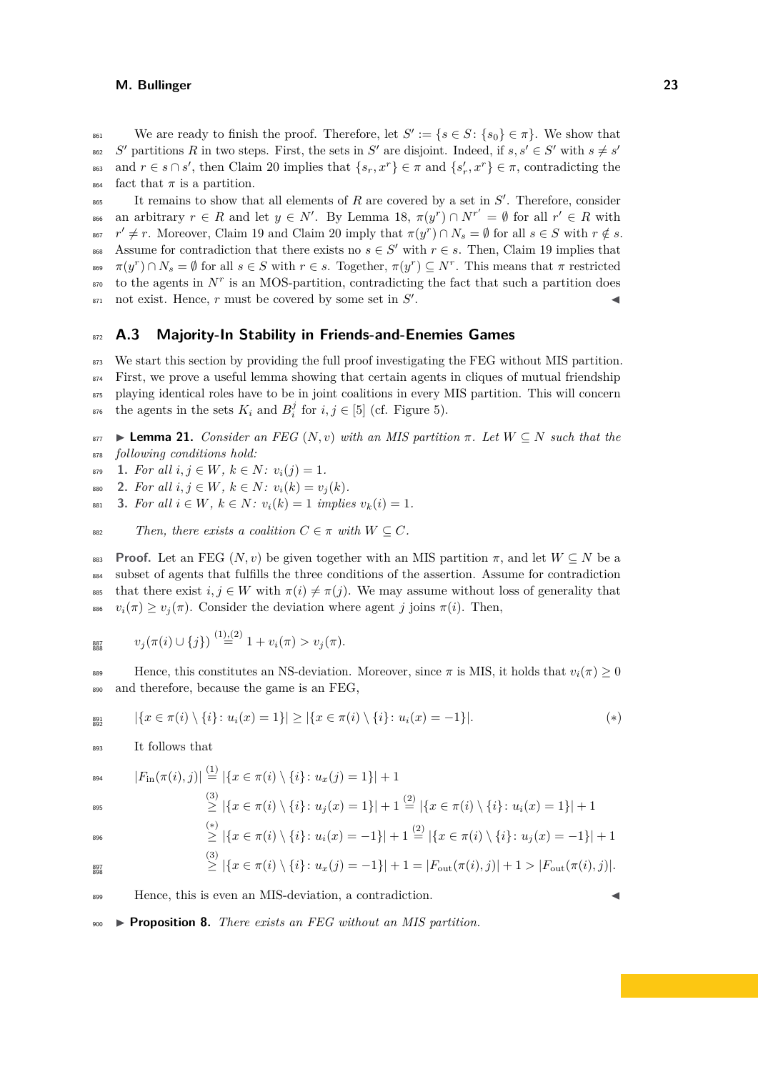We are ready to finish the proof. Therefore, let $S' := \{s \in S \colon \{s_0\} \in \pi\}$. We show that $S'$ partitions $R$ in two steps. First, the sets in $S'$ are disjoint. Indeed, if $s, s' \in S'$ with $s \neq s'$ and $r \in s \cap s'$, then Claim 20 implies that $\{s_r, x^r\} \in \pi$ and $\{s'_r, x^r\} \in \pi$, contradicting the fact that $\pi$ is a partition.

It remains to show that all elements of $R$ are covered by a set in $S'$. Therefore, consider an arbitrary $r \in R$ and let $y \in N'$. By Lemma 18, $\pi(y^r) \cap N^{r'} = \emptyset$ for all $r' \in R$ with $r' \neq r$. Moreover, Claim 19 and Claim 20 imply that $\pi(y^r) \cap N_s = \emptyset$ for all $s \in S$ with $r \notin s$. Assume for contradiction that there exists no $s \in S'$ with $r \in s$. Then, Claim 19 implies that $\pi(y^r) \cap N_s = \emptyset$ for all $s \in S$ with $r \in s$. Together, $\pi(y^r) \subseteq N^r$. This means that $\pi$ restricted to the agents in $N^r$ is an MOS-partition, contradicting the fact that such a partition does not exist. Hence, $r$ must be covered by some set in $S'$. ◀

## A.3 Majority-In Stability in Friends-and-Enemies Games

We start this section by providing the full proof investigating the FEG without MIS partition. First, we prove a useful lemma showing that certain agents in cliques of mutual friendship playing identical roles have to be in joint coalitions in every MIS partition. This will concern the agents in the sets $K_i$ and $B_i^j$ for $i, j \in [5]$ (cf. Figure 5).

▶ **Lemma 21.** *Consider an FEG $(N, v)$ with an MIS partition $\pi$. Let $W \subseteq N$ such that the following conditions hold:*

1. *For all $i, j \in W$, $k \in N$: $v_i(j) = 1$.*
2. *For all $i, j \in W$, $k \in N$: $v_i(k) = v_j(k)$.*
3. *For all $i \in W$, $k \in N$: $v_i(k) = 1$ implies $v_k(i) = 1$.*

*Then, there exists a coalition $C \in \pi$ with $W \subseteq C$.*

**Proof.** Let an FEG $(N, v)$ be given together with an MIS partition $\pi$, and let $W \subseteq N$ be a subset of agents that fulfills the three conditions of the assertion. Assume for contradiction that there exist $i, j \in W$ with $\pi(i) \neq \pi(j)$. We may assume without loss of generality that $v_i(\pi) \geq v_j(\pi)$. Consider the deviation where agent $j$ joins $\pi(i)$. Then,

$$v_j(\pi(i) \cup \{j\}) \overset{(1),(2)}{=} 1 + v_i(\pi) > v_j(\pi).$$

Hence, this constitutes an NS-deviation. Moreover, since $\pi$ is MIS, it holds that $v_i(\pi) \geq 0$ and therefore, because the game is an FEG,

$$|\{x \in \pi(i) \setminus \{i\} \colon u_i(x) = 1\}| \geq |\{x \in \pi(i) \setminus \{i\} \colon u_i(x) = -1\}|. \qquad (*)$$

It follows that

$$\begin{aligned}
|F_{\text{in}}(\pi(i), j)| &\overset{(1)}{=} |\{x \in \pi(i) \setminus \{i\} \colon u_x(j) = 1\}| + 1 \\
&\overset{(3)}{\geq} |\{x \in \pi(i) \setminus \{i\} \colon u_j(x) = 1\}| + 1 \overset{(2)}{=} |\{x \in \pi(i) \setminus \{i\} \colon u_i(x) = 1\}| + 1 \\
&\overset{(*)}{\geq} |\{x \in \pi(i) \setminus \{i\} \colon u_i(x) = -1\}| + 1 \overset{(2)}{=} |\{x \in \pi(i) \setminus \{i\} \colon u_j(x) = -1\}| + 1 \\
&\overset{(3)}{\geq} |\{x \in \pi(i) \setminus \{i\} \colon u_x(j) = -1\}| + 1 = |F_{\text{out}}(\pi(i), j)| + 1 > |F_{\text{out}}(\pi(i), j)|.
\end{aligned}$$

Hence, this is even an MIS-deviation, a contradiction. ◀

▶ **Proposition 8.** *There exists an FEG without an MIS partition.*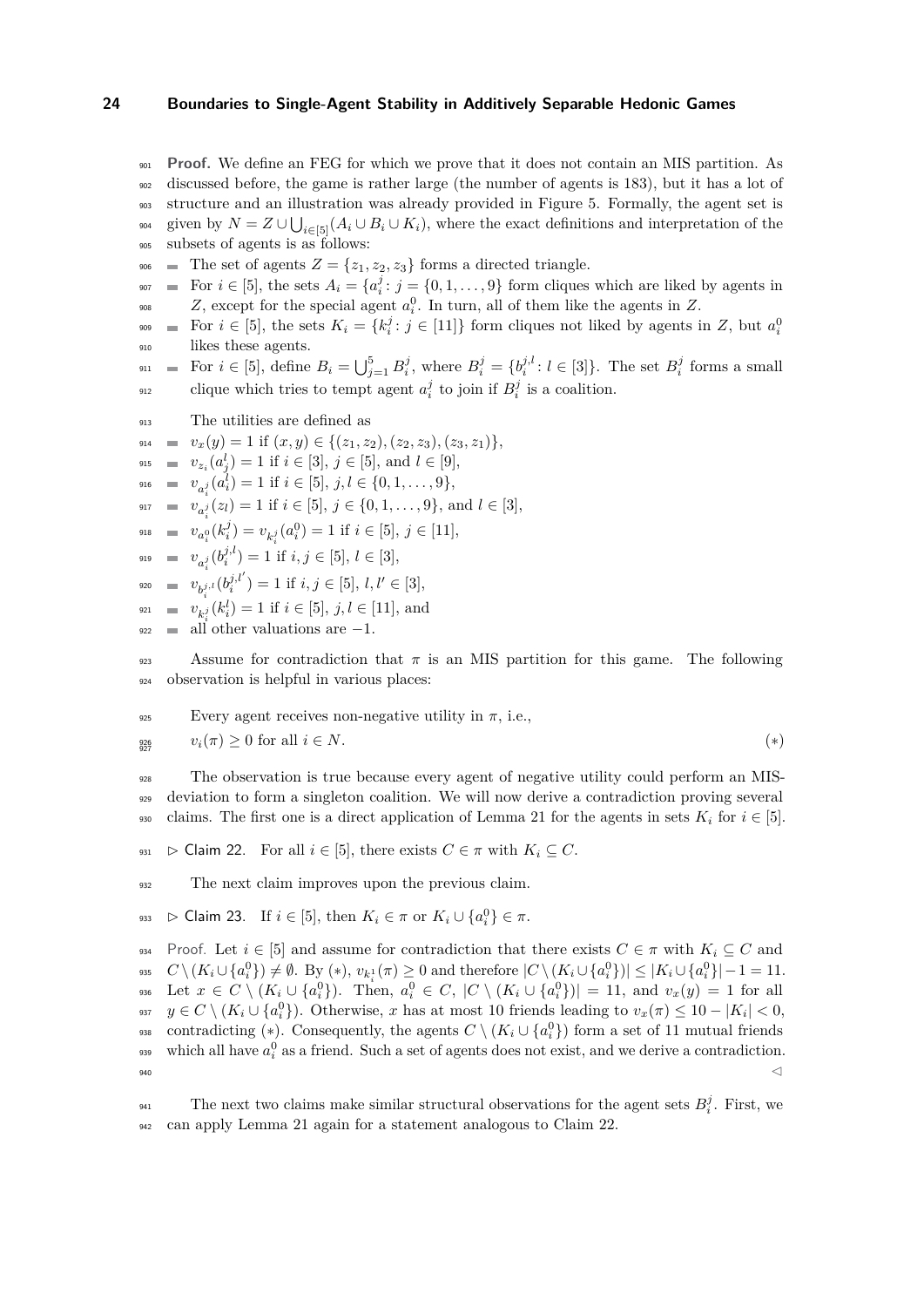**Proof.** We define an FEG for which we prove that it does not contain an MIS partition. As discussed before, the game is rather large (the number of agents is 183), but it has a lot of structure and an illustration was already provided in Figure 5. Formally, the agent set is given by $N = Z \cup \bigcup_{i\in[5]}(A_i \cup B_i \cup K_i)$, where the exact definitions and interpretation of the subsets of agents is as follows:

- The set of agents $Z = \{z_1, z_2, z_3\}$ forms a directed triangle.
- For $i \in [5]$, the sets $A_i = \{a_i^j : j = \{0, 1, \dots, 9\}$ form cliques which are liked by agents in $Z$, except for the special agent $a_i^0$. In turn, all of them like the agents in $Z$.
- For $i \in [5]$, the sets $K_i = \{k_i^j : j \in [11]\}$ form cliques not liked by agents in $Z$, but $a_i^0$ likes these agents.
- For $i \in [5]$, define $B_i = \bigcup_{j=1}^5 B_i^j$, where $B_i^j = \{b_i^{j,l} : l \in [3]\}$. The set $B_i^j$ forms a small clique which tries to tempt agent $a_i^j$ to join if $B_i^j$ is a coalition.

The utilities are defined as

- $v_x(y) = 1$ if $(x, y) \in \{(z_1, z_2), (z_2, z_3), (z_3, z_1)\}$,
- $v_{z_i}(a_j^l) = 1$ if $i \in [3]$, $j \in [5]$, and $l \in [9]$,
- $v_{a_i^j}(a_i^l) = 1$ if $i \in [5]$, $j, l \in \{0, 1, \dots, 9\}$,
- $v_{a_i^j}(z_l) = 1$ if $i \in [5]$, $j \in \{0, 1, \dots, 9\}$, and $l \in [3]$,
- $v_{a_i^0}(k_i^j) = v_{k_i^j}(a_i^0) = 1$ if $i \in [5]$, $j \in [11]$,
- $v_{a_i^j}(b_i^{j,l}) = 1$ if $i, j \in [5]$, $l \in [3]$,
- $v_{b_i^{j,l}}(b_i^{j,l'}) = 1$ if $i, j \in [5]$, $l, l' \in [3]$,
- $v_{k_i^j}(k_i^l) = 1$ if $i \in [5]$, $j, l \in [11]$, and
- all other valuations are $-1$.

Assume for contradiction that $\pi$ is an MIS partition for this game. The following observation is helpful in various places:

Every agent receives non-negative utility in $\pi$, i.e.,

$$v_i(\pi) \geq 0 \text{ for all } i \in N. \tag{$*$}$$

The observation is true because every agent of negative utility could perform an MIS-deviation to form a singleton coalition. We will now derive a contradiction proving several claims. The first one is a direct application of Lemma 21 for the agents in sets $K_i$ for $i \in [5]$.

▷ Claim 22. For all $i \in [5]$, there exists $C \in \pi$ with $K_i \subseteq C$.

The next claim improves upon the previous claim.

▷ Claim 23. If $i \in [5]$, then $K_i \in \pi$ or $K_i \cup \{a_i^0\} \in \pi$.

Proof. Let $i \in [5]$ and assume for contradiction that there exists $C \in \pi$ with $K_i \subseteq C$ and $C \setminus (K_i \cup \{a_i^0\}) \neq \emptyset$. By $(*)$, $v_{k_i^1}(\pi) \geq 0$ and therefore $|C \setminus (K_i \cup \{a_i^0\})| \leq |K_i \cup \{a_i^0\}| - 1 = 11$. Let $x \in C \setminus (K_i \cup \{a_i^0\})$. Then, $a_i^0 \in C$, $|C \setminus (K_i \cup \{a_i^0\})| = 11$, and $v_x(y) = 1$ for all $y \in C \setminus (K_i \cup \{a_i^0\})$. Otherwise, $x$ has at most 10 friends leading to $v_x(\pi) \leq 10 - |K_i| < 0$, contradicting $(*)$. Consequently, the agents $C \setminus (K_i \cup \{a_i^0\})$ form a set of 11 mutual friends which all have $a_i^0$ as a friend. Such a set of agents does not exist, and we derive a contradiction. ◁

The next two claims make similar structural observations for the agent sets $B_i^j$. First, we can apply Lemma 21 again for a statement analogous to Claim 22.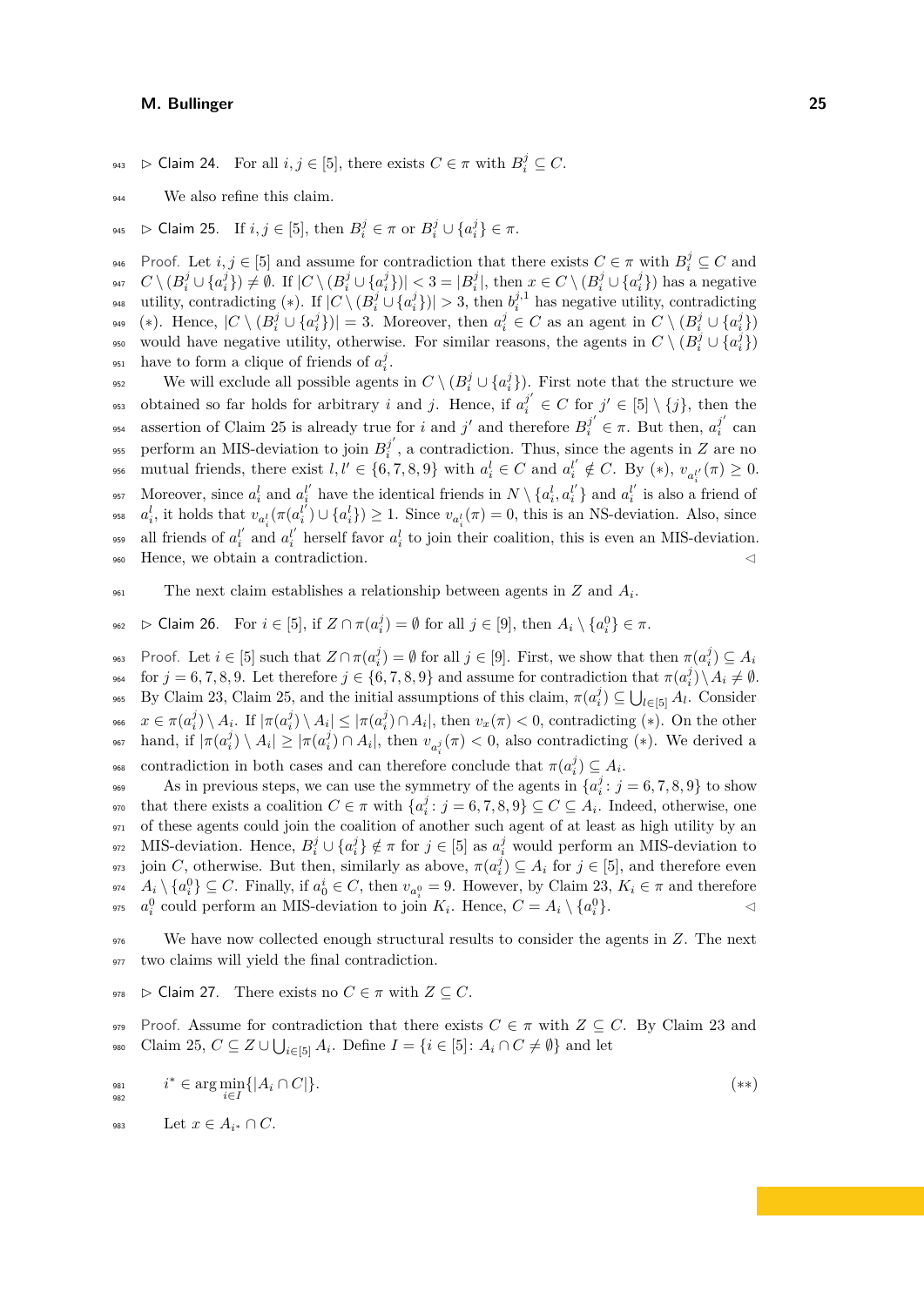▷ Claim 24. For all $i, j \in [5]$, there exists $C \in \pi$ with $B_i^j \subseteq C$.

We also refine this claim.

▷ Claim 25. If $i, j \in [5]$, then $B_i^j \in \pi$ or $B_i^j \cup \{a_i^j\} \in \pi$.

Proof. Let $i, j \in [5]$ and assume for contradiction that there exists $C \in \pi$ with $B_i^j \subseteq C$ and $C \setminus (B_i^j \cup \{a_i^j\}) \neq \emptyset$. If $|C \setminus (B_i^j \cup \{a_i^j\})| < 3 = |B_i^j|$, then $x \in C \setminus (B_i^j \cup \{a_i^j\})$ has a negative utility, contradicting $(*)$. If $|C \setminus (B_i^j \cup \{a_i^j\})| > 3$, then $b_i^{j,1}$ has negative utility, contradicting $(*)$. Hence, $|C \setminus (B_i^j \cup \{a_i^j\})| = 3$. Moreover, then $a_i^j \in C$ as an agent in $C \setminus (B_i^j \cup \{a_i^j\})$ would have negative utility, otherwise. For similar reasons, the agents in $C \setminus (B_i^j \cup \{a_i^j\})$ have to form a clique of friends of $a_i^j$.

We will exclude all possible agents in $C \setminus (B_i^j \cup \{a_i^j\})$. First note that the structure we obtained so far holds for arbitrary $i$ and $j$. Hence, if $a_i^{j'} \in C$ for $j' \in [5] \setminus \{j\}$, then the assertion of Claim 25 is already true for $i$ and $j'$ and therefore $B_i^{j'} \in \pi$. But then, $a_i^{j'}$ can perform an MIS-deviation to join $B_i^{j'}$, a contradiction. Thus, since the agents in $Z$ are no mutual friends, there exist $l, l' \in \{6, 7, 8, 9\}$ with $a_i^l \in C$ and $a_i^{l'} \notin C$. By $(*)$, $v_{a_i^{l'}}(\pi) \geq 0$. Moreover, since $a_i^l$ and $a_i^{l'}$ have the identical friends in $N \setminus \{a_i^l, a_i^{l'}\}$ and $a_i^{l'}$ is also a friend of $a_i^l$, it holds that $v_{a_i^l}(\pi(a_i^{l'}) \cup \{a_i^l\}) \geq 1$. Since $v_{a_i^l}(\pi) = 0$, this is an NS-deviation. Also, since all friends of $a_i^{l'}$ and $a_i^{l'}$ herself favor $a_i^l$ to join their coalition, this is even an MIS-deviation. Hence, we obtain a contradiction. ◁

The next claim establishes a relationship between agents in $Z$ and $A_i$.

▷ Claim 26. For $i \in [5]$, if $Z \cap \pi(a_i^j) = \emptyset$ for all $j \in [9]$, then $A_i \setminus \{a_i^0\} \in \pi$.

Proof. Let $i \in [5]$ such that $Z \cap \pi(a_i^j) = \emptyset$ for all $j \in [9]$. First, we show that then $\pi(a_i^j) \subseteq A_i$ for $j = 6, 7, 8, 9$. Let therefore $j \in \{6, 7, 8, 9\}$ and assume for contradiction that $\pi(a_i^j) \setminus A_i \neq \emptyset$. By Claim 23, Claim 25, and the initial assumptions of this claim, $\pi(a_i^j) \subseteq \bigcup_{l \in [5]} A_l$. Consider $x \in \pi(a_i^j) \setminus A_i$. If $|\pi(a_i^j) \setminus A_i| \leq |\pi(a_i^j) \cap A_i|$, then $v_x(\pi) < 0$, contradicting $(*)$. On the other hand, if $|\pi(a_i^j) \setminus A_i| \geq |\pi(a_i^j) \cap A_i|$, then $v_{a_i^j}(\pi) < 0$, also contradicting $(*)$. We derived a contradiction in both cases and can therefore conclude that $\pi(a_i^j) \subseteq A_i$.

As in previous steps, we can use the symmetry of the agents in $\{a_i^j : j = 6, 7, 8, 9\}$ to show that there exists a coalition $C \in \pi$ with $\{a_i^j : j = 6, 7, 8, 9\} \subseteq C \subseteq A_i$. Indeed, otherwise, one of these agents could join the coalition of another such agent of at least as high utility by an MIS-deviation. Hence, $B_i^j \cup \{a_i^j\} \notin \pi$ for $j \in [5]$ as $a_i^j$ would perform an MIS-deviation to join $C$, otherwise. But then, similarly as above, $\pi(a_i^j) \subseteq A_i$ for $j \in [5]$, and therefore even $A_i \setminus \{a_i^0\} \subseteq C$. Finally, if $a_0^i \in C$, then $v_{a_i^0} = 9$. However, by Claim 23, $K_i \in \pi$ and therefore $a_i^0$ could perform an MIS-deviation to join $K_i$. Hence, $C = A_i \setminus \{a_i^0\}$. ◁

We have now collected enough structural results to consider the agents in $Z$. The next two claims will yield the final contradiction.

▷ Claim 27. There exists no $C \in \pi$ with $Z \subseteq C$.

Proof. Assume for contradiction that there exists $C \in \pi$ with $Z \subseteq C$. By Claim 23 and Claim 25, $C \subseteq Z \cup \bigcup_{i \in [5]} A_i$. Define $I = \{i \in [5] : A_i \cap C \neq \emptyset\}$ and let

$$i^* \in \arg\min_{i \in I} \{|A_i \cap C|\}. \qquad (**)$$

Let $x \in A_{i^*} \cap C$.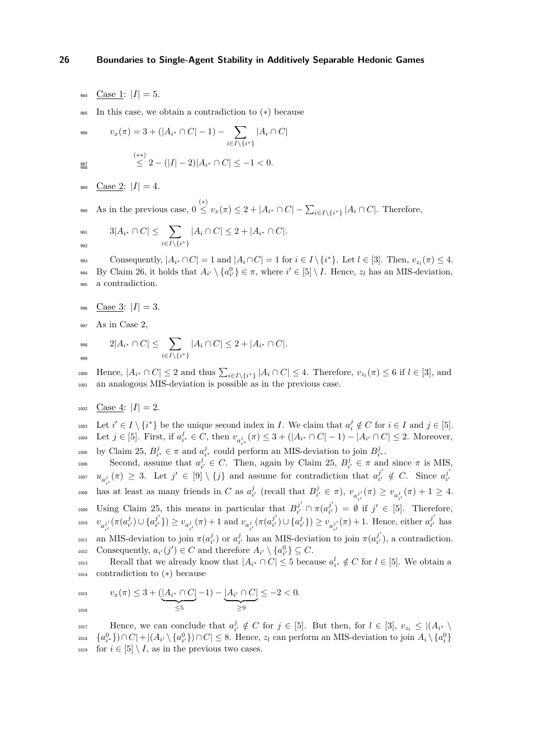Case 1: $|I| = 5$.

In this case, we obtain a contradiction to $(*)$ because

$$v_x(\pi) = 3 + (|A_{i^*} \cap C| - 1) - \sum_{i \in I \setminus \{i^*\}} |A_i \cap C|$$
$$\overset{(**)}{\leq} 2 - (|I| - 2)|A_{i^*} \cap C| \leq -1 < 0.$$

Case 2: $|I| = 4$.

As in the previous case, $0 \overset{(*)}{\leq} v_x(\pi) \leq 2 + |A_{i^*} \cap C| - \sum_{i \in I \setminus \{i^*\}} |A_i \cap C|$. Therefore,

$$3|A_{i^*} \cap C| \leq \sum_{i \in I \setminus \{i^*\}} |A_i \cap C| \leq 2 + |A_{i^*} \cap C|.$$

Consequently, $|A_{i^*} \cap C| = 1$ and $|A_i \cap C| = 1$ for $i \in I \setminus \{i^*\}$. Let $l \in [3]$. Then, $v_{z_l}(\pi) \leq 4$. By Claim 26, it holds that $A_{i'} \setminus \{a^0_{i'}\} \in \pi$, where $i' \in [5] \setminus I$. Hence, $z_l$ has an MIS-deviation, a contradiction.

Case 3: $|I| = 3$.

As in Case 2,

$$2|A_{i^*} \cap C| \leq \sum_{i \in I \setminus \{i^*\}} |A_i \cap C| \leq 2 + |A_{i^*} \cap C|.$$

Hence, $|A_{i^*} \cap C| \leq 2$ and thus $\sum_{i \in I \setminus \{i^*\}} |A_i \cap C| \leq 4$. Therefore, $v_{z_l}(\pi) \leq 6$ if $l \in [3]$, and an analogous MIS-deviation is possible as in the previous case.

Case 4: $|I| = 2$.

Let $i' \in I \setminus \{i^*\}$ be the unique second index in $I$. We claim that $a^j_i \notin C$ for $i \in I$ and $j \in [5]$. Let $j \in [5]$. First, if $a^j_{i^*} \in C$, then $v_{a^j_{i^*}}(\pi) \leq 3 + (|A_{i^*} \cap C| - 1) - |A_{i'} \cap C| \leq 2$. Moreover, by Claim 25, $B^j_{i^*} \in \pi$ and $a^j_{i^*}$ could perform an MIS-deviation to join $B^j_{i^*}$.

Second, assume that $a^j_{i'} \in C$. Then, again by Claim 25, $B^j_{i'} \in \pi$ and since $\pi$ is MIS, $u_{a^j_{i'}}(\pi) \geq 3$. Let $j' \in [9] \setminus \{j\}$ and assume for contradiction that $a^{j'}_{i'} \notin C$. Since $a^{j'}_{i'}$ has at least as many friends in $C$ as $a^j_{i'}$ (recall that $B^j_{i'} \in \pi$), $v_{a^{j'}_{i'}}(\pi) \geq v_{a^j_{i'}}(\pi) + 1 \geq 4$. Using Claim 25, this means in particular that $B^{j'}_{i'} \cap \pi(a^{j'}_{i'}) = \emptyset$ if $j' \in [5]$. Therefore, $v_{a^{j'}_{i'}}(\pi(a^j_{i'}) \cup \{a^{j'}_{i'}\}) \geq v_{a^{j'}_{i'}}(\pi) + 1$ and $v_{a^j_{i'}}(\pi(a^{j'}_{i'}) \cup \{a^j_{i'}\}) \geq v_{a^{j'}_{i'}}(\pi) + 1$. Hence, either $a^{j'}_{i'}$ has an MIS-deviation to join $\pi(a^j_{i'})$ or $a^j_{i'}$ has an MIS-deviation to join $\pi(a^{j'}_{i'})$, a contradiction. Consequently, $a_{i'}(j') \in C$ and therefore $A_{i'} \setminus \{a^0_{i'}\} \subseteq C$.

Recall that we already know that $|A_{i^*} \cap C| \leq 5$ because $a^l_{i^*} \notin C$ for $l \in [5]$. We obtain a contradiction to $(*)$ because

$$v_x(\pi) \leq 3 + (\underbrace{|A_{i^*} \cap C|}_{\leq 5} - 1) - \underbrace{|A_{i'} \cap C|}_{\geq 9} \leq -2 < 0.$$

Hence, we can conclude that $a^j_{i'} \notin C$ for $j \in [5]$. But then, for $l \in [3]$, $v_{z_l} \leq |(A_{i^*} \setminus \{a^0_{i^*}\}) \cap C| + |(A_{i'} \setminus \{a^0_{i'}\}) \cap C| \leq 8$. Hence, $z_l$ can perform an MIS-deviation to join $A_i \setminus \{a^0_i\}$ for $i \in [5] \setminus I$, as in the previous two cases.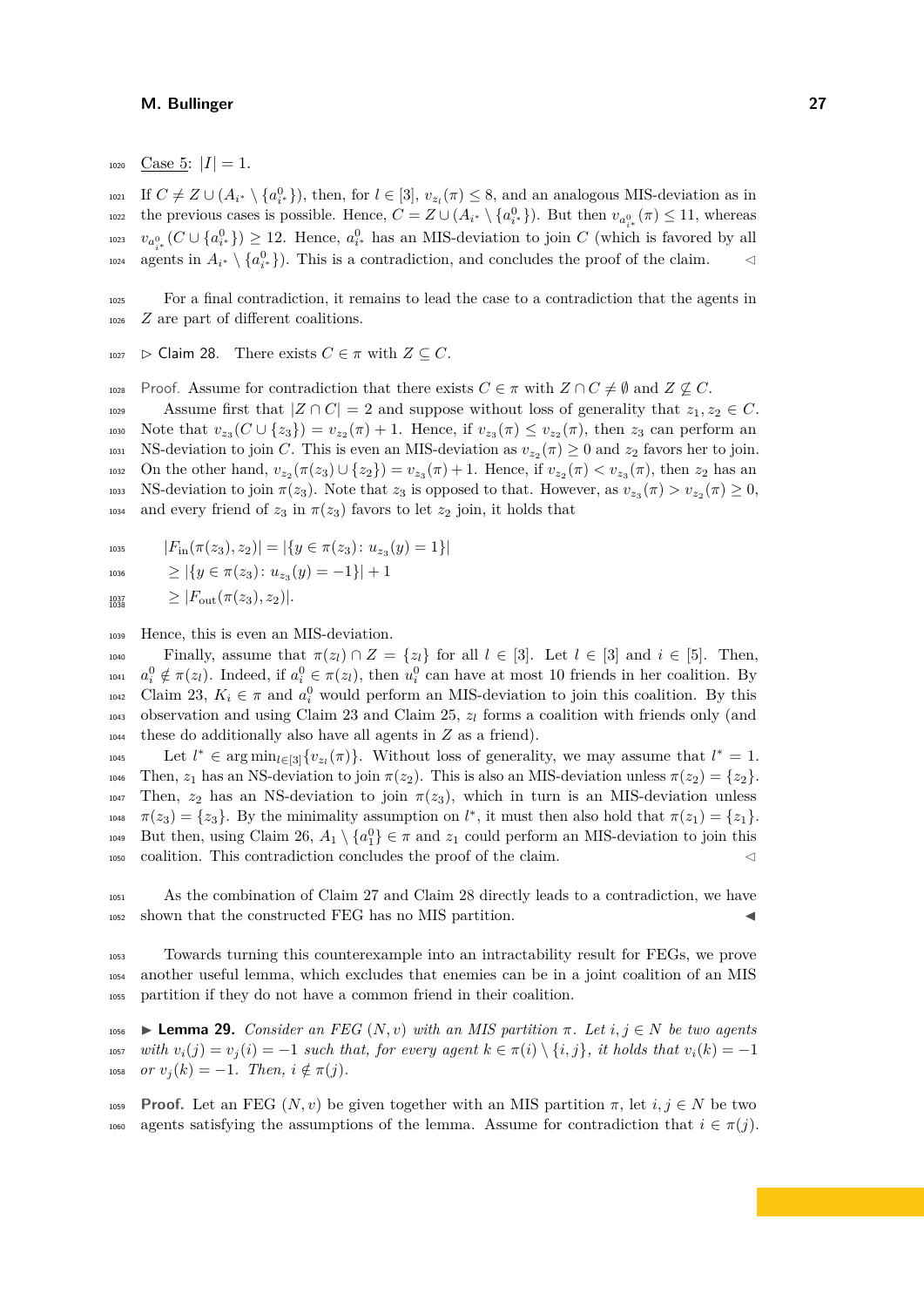Case 5: $|I| = 1$.

If $C \neq Z \cup (A_{i^*} \setminus \{a^0_{i^*}\})$, then, for $l \in [3]$, $v_{z_l}(\pi) \leq 8$, and an analogous MIS-deviation as in the previous cases is possible. Hence, $C = Z \cup (A_{i^*} \setminus \{a^0_{i^*}\})$. But then $v_{a^0_{i^*}}(\pi) \leq 11$, whereas $v_{a^0_{i^*}}(C \cup \{a^0_{i^*}\}) \geq 12$. Hence, $a^0_{i^*}$ has an MIS-deviation to join $C$ (which is favored by all agents in $A_{i^*} \setminus \{a^0_{i^*}\}$). This is a contradiction, and concludes the proof of the claim. ◁

For a final contradiction, it remains to lead the case to a contradiction that the agents in $Z$ are part of different coalitions.

▷ Claim 28. There exists $C \in \pi$ with $Z \subseteq C$.

Proof. Assume for contradiction that there exists $C \in \pi$ with $Z \cap C \neq \emptyset$ and $Z \not\subseteq C$.

Assume first that $|Z \cap C| = 2$ and suppose without loss of generality that $z_1, z_2 \in C$. Note that $v_{z_3}(C \cup \{z_3\}) = v_{z_2}(\pi) + 1$. Hence, if $v_{z_3}(\pi) \leq v_{z_2}(\pi)$, then $z_3$ can perform an NS-deviation to join $C$. This is even an MIS-deviation as $v_{z_2}(\pi) \geq 0$ and $z_2$ favors her to join. On the other hand, $v_{z_2}(\pi(z_3) \cup \{z_2\}) = v_{z_3}(\pi) + 1$. Hence, if $v_{z_2}(\pi) < v_{z_3}(\pi)$, then $z_2$ has an NS-deviation to join $\pi(z_3)$. Note that $z_3$ is opposed to that. However, as $v_{z_3}(\pi) > v_{z_2}(\pi) \geq 0$, and every friend of $z_3$ in $\pi(z_3)$ favors to let $z_2$ join, it holds that

$$
\begin{aligned}
|F_{\text{in}}(\pi(z_3), z_2)| &= |\{y \in \pi(z_3) : u_{z_3}(y) = 1\}| \\
&\geq |\{y \in \pi(z_3) : u_{z_3}(y) = -1\}| + 1 \\
&\geq |F_{\text{out}}(\pi(z_3), z_2)|.
\end{aligned}
$$

Hence, this is even an MIS-deviation.

Finally, assume that $\pi(z_l) \cap Z = \{z_l\}$ for all $l \in [3]$. Let $l \in [3]$ and $i \in [5]$. Then, $a^0_i \notin \pi(z_l)$. Indeed, if $a^0_i \in \pi(z_l)$, then $u^0_i$ can have at most 10 friends in her coalition. By Claim 23, $K_i \in \pi$ and $a^0_i$ would perform an MIS-deviation to join this coalition. By this observation and using Claim 23 and Claim 25, $z_l$ forms a coalition with friends only (and these do additionally also have all agents in $Z$ as a friend).

Let $l^* \in \arg\min_{l \in [3]}\{v_{z_l}(\pi)\}$. Without loss of generality, we may assume that $l^* = 1$. Then, $z_1$ has an NS-deviation to join $\pi(z_2)$. This is also an MIS-deviation unless $\pi(z_2) = \{z_2\}$. Then, $z_2$ has an NS-deviation to join $\pi(z_3)$, which in turn is an MIS-deviation unless $\pi(z_3) = \{z_3\}$. By the minimality assumption on $l^*$, it must then also hold that $\pi(z_1) = \{z_1\}$. But then, using Claim 26, $A_1 \setminus \{a^0_1\} \in \pi$ and $z_1$ could perform an MIS-deviation to join this coalition. This contradiction concludes the proof of the claim. ◁

As the combination of Claim 27 and Claim 28 directly leads to a contradiction, we have shown that the constructed FEG has no MIS partition. ◀

Towards turning this counterexample into an intractability result for FEGs, we prove another useful lemma, which excludes that enemies can be in a joint coalition of an MIS partition if they do not have a common friend in their coalition.

▶ **Lemma 29.** *Consider an FEG $(N, v)$ with an MIS partition $\pi$. Let $i, j \in N$ be two agents with $v_i(j) = v_j(i) = -1$ such that, for every agent $k \in \pi(i) \setminus \{i, j\}$, it holds that $v_i(k) = -1$ or $v_j(k) = -1$. Then, $i \notin \pi(j)$.*

**Proof.** Let an FEG $(N, v)$ be given together with an MIS partition $\pi$, let $i, j \in N$ be two agents satisfying the assumptions of the lemma. Assume for contradiction that $i \in \pi(j)$.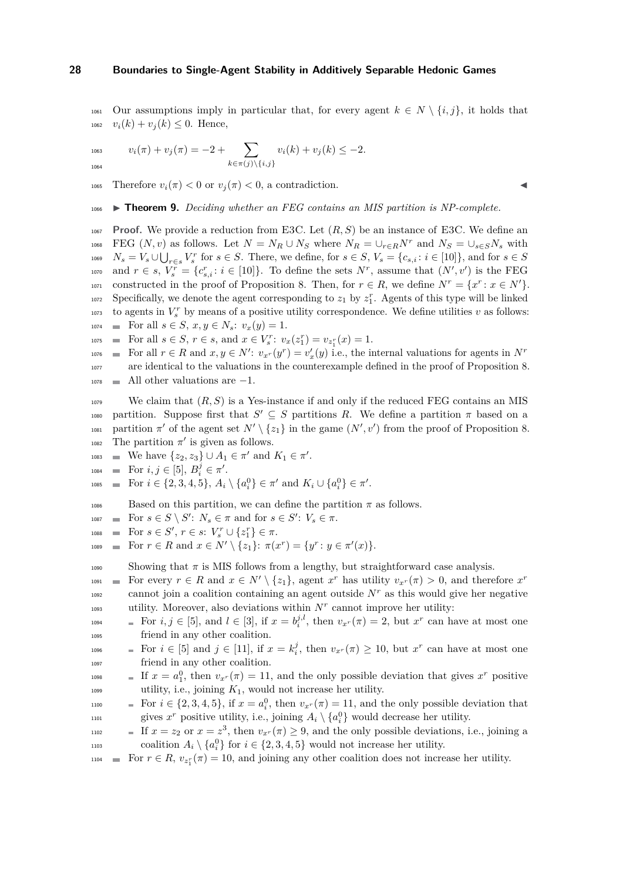Our assumptions imply in particular that, for every agent $k \in N \setminus \{i, j\}$, it holds that $v_i(k) + v_j(k) \leq 0$. Hence,

$$v_i(\pi) + v_j(\pi) = -2 + \sum_{k \in \pi(j) \setminus \{i,j\}} v_i(k) + v_j(k) \leq -2.$$

Therefore $v_i(\pi) < 0$ or $v_j(\pi) < 0$, a contradiction. ◀

▶ **Theorem 9.** *Deciding whether an FEG contains an MIS partition is NP-complete.*

**Proof.** We provide a reduction from E3C. Let $(R, S)$ be an instance of E3C. We define an FEG $(N, v)$ as follows. Let $N = N_R \cup N_S$ where $N_R = \cup_{r \in R} N^r$ and $N_S = \cup_{s \in S} N_s$ with $N_s = V_s \cup \bigcup_{r \in s} V_s^r$ for $s \in S$. There, we define, for $s \in S$, $V_s = \{c_{s,i} : i \in [10]\}$, and for $s \in S$ and $r \in s$, $V_s^r = \{c_{s,i}^r : i \in [10]\}$. To define the sets $N^r$, assume that $(N', v')$ is the FEG constructed in the proof of Proposition 8. Then, for $r \in R$, we define $N^r = \{x^r : x \in N'\}$. Specifically, we denote the agent corresponding to $z_1$ by $z_1^r$. Agents of this type will be linked to agents in $V_s^r$ by means of a positive utility correspondence. We define utilities $v$ as follows:

- For all $s \in S$, $x, y \in N_s$: $v_x(y) = 1$.
- For all $s \in S$, $r \in s$, and $x \in V_s^r$: $v_x(z_1^r) = v_{z_1^r}(x) = 1$.
- For all $r \in R$ and $x, y \in N'$: $v_{x^r}(y^r) = v'_x(y)$ i.e., the internal valuations for agents in $N^r$ are identical to the valuations in the counterexample defined in the proof of Proposition 8.
- All other valuations are $-1$.

We claim that $(R, S)$ is a Yes-instance if and only if the reduced FEG contains an MIS partition. Suppose first that $S' \subseteq S$ partitions $R$. We define a partition $\pi$ based on a partition $\pi'$ of the agent set $N' \setminus \{z_1\}$ in the game $(N', v')$ from the proof of Proposition 8. The partition $\pi'$ is given as follows.

- We have $\{z_2, z_3\} \cup A_1 \in \pi'$ and $K_1 \in \pi'$.
- For $i, j \in [5]$, $B_i^j \in \pi'$.
- For $i \in \{2, 3, 4, 5\}$, $A_i \setminus \{a_i^0\} \in \pi'$ and $K_i \cup \{a_i^0\} \in \pi'$.

Based on this partition, we can define the partition $\pi$ as follows.

- For $s \in S \setminus S'$: $N_s \in \pi$ and for $s \in S'$: $V_s \in \pi$.
- For $s \in S'$, $r \in s$: $V_s^r \cup \{z_1^r\} \in \pi$.
- For $r \in R$ and $x \in N' \setminus \{z_1\}$: $\pi(x^r) = \{y^r : y \in \pi'(x)\}$.

Showing that $\pi$ is MIS follows from a lengthy, but straightforward case analysis.

- For every $r \in R$ and $x \in N' \setminus \{z_1\}$, agent $x^r$ has utility $v_{x^r}(\pi) > 0$, and therefore $x^r$ cannot join a coalition containing an agent outside $N^r$ as this would give her negative utility. Moreover, also deviations within $N^r$ cannot improve her utility:
  - For $i, j \in [5]$, and $l \in [3]$, if $x = b_i^{j,l}$, then $v_{x^r}(\pi) = 2$, but $x^r$ can have at most one friend in any other coalition.
  - For $i \in [5]$ and $j \in [11]$, if $x = k_i^j$, then $v_{x^r}(\pi) \geq 10$, but $x^r$ can have at most one friend in any other coalition.
  - If $x = a_1^0$, then $v_{x^r}(\pi) = 11$, and the only possible deviation that gives $x^r$ positive utility, i.e., joining $K_1$, would not increase her utility.
  - For $i \in \{2, 3, 4, 5\}$, if $x = a_i^0$, then $v_{x^r}(\pi) = 11$, and the only possible deviation that gives $x^r$ positive utility, i.e., joining $A_i \setminus \{a_i^0\}$ would decrease her utility.
  - If $x = z_2$ or $x = z^3$, then $v_{x^r}(\pi) \geq 9$, and the only possible deviations, i.e., joining a coalition $A_i \setminus \{a_i^0\}$ for $i \in \{2, 3, 4, 5\}$ would not increase her utility.
- For $r \in R$, $v_{z_1^r}(\pi) = 10$, and joining any other coalition does not increase her utility.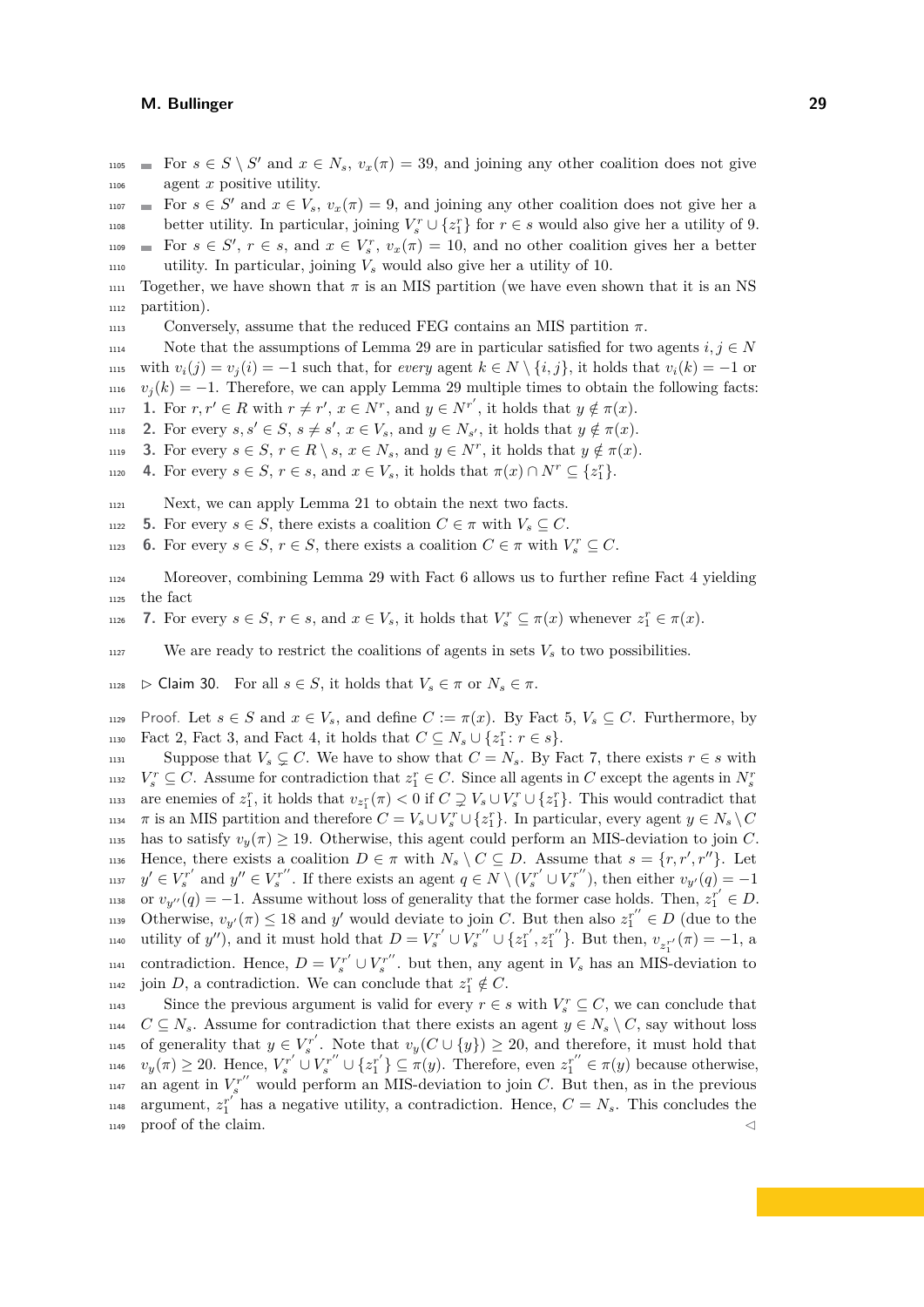- For $s \in S \setminus S'$ and $x \in N_s$, $v_x(\pi) = 39$, and joining any other coalition does not give agent $x$ positive utility.
- For $s \in S'$ and $x \in V_s$, $v_x(\pi) = 9$, and joining any other coalition does not give her a better utility. In particular, joining $V_s^r \cup \{z_1^r\}$ for $r \in s$ would also give her a utility of 9.
- For $s \in S'$, $r \in s$, and $x \in V_s^r$, $v_x(\pi) = 10$, and no other coalition gives her a better utility. In particular, joining $V_s$ would also give her a utility of 10.

Together, we have shown that $\pi$ is an MIS partition (we have even shown that it is an NS partition).

Conversely, assume that the reduced FEG contains an MIS partition $\pi$.

Note that the assumptions of Lemma 29 are in particular satisfied for two agents $i, j \in N$ with $v_i(j) = v_j(i) = -1$ such that, for *every* agent $k \in N \setminus \{i, j\}$, it holds that $v_i(k) = -1$ or $v_j(k) = -1$. Therefore, we can apply Lemma 29 multiple times to obtain the following facts:

1. For $r, r' \in R$ with $r \neq r'$, $x \in N^r$, and $y \in N^{r'}$, it holds that $y \notin \pi(x)$.
2. For every $s, s' \in S$, $s \neq s'$, $x \in V_s$, and $y \in N_{s'}$, it holds that $y \notin \pi(x)$.
3. For every $s \in S$, $r \in R \setminus s$, $x \in N_s$, and $y \in N^r$, it holds that $y \notin \pi(x)$.
4. For every $s \in S$, $r \in s$, and $x \in V_s$, it holds that $\pi(x) \cap N^r \subseteq \{z_1^r\}$.

Next, we can apply Lemma 21 to obtain the next two facts.

5. For every $s \in S$, there exists a coalition $C \in \pi$ with $V_s \subseteq C$.
6. For every $s \in S$, $r \in S$, there exists a coalition $C \in \pi$ with $V_s^r \subseteq C$.

Moreover, combining Lemma 29 with Fact 6 allows us to further refine Fact 4 yielding the fact

7. For every $s \in S$, $r \in s$, and $x \in V_s$, it holds that $V_s^r \subseteq \pi(x)$ whenever $z_1^r \in \pi(x)$.

We are ready to restrict the coalitions of agents in sets $V_s$ to two possibilities.

▷ Claim 30. For all $s \in S$, it holds that $V_s \in \pi$ or $N_s \in \pi$.

*Proof.* Let $s \in S$ and $x \in V_s$, and define $C := \pi(x)$. By Fact 5, $V_s \subseteq C$. Furthermore, by Fact 2, Fact 3, and Fact 4, it holds that $C \subseteq N_s \cup \{z_1^r : r \in s\}$.

Suppose that $V_s \subsetneq C$. We have to show that $C = N_s$. By Fact 7, there exists $r \in s$ with $V_s^r \subseteq C$. Assume for contradiction that $z_1^r \in C$. Since all agents in $C$ except the agents in $N_s^r$ are enemies of $z_1^r$, it holds that $v_{z_1^r}(\pi) < 0$ if $C \supsetneq V_s \cup V_s^r \cup \{z_1^r\}$. This would contradict that $\pi$ is an MIS partition and therefore $C = V_s \cup V_s^r \cup \{z_1^r\}$. In particular, every agent $y \in N_s \setminus C$ has to satisfy $v_y(\pi) \geq 19$. Otherwise, this agent could perform an MIS-deviation to join $C$. Hence, there exists a coalition $D \in \pi$ with $N_s \setminus C \subseteq D$. Assume that $s = \{r, r', r''\}$. Let $y' \in V_s^{r'}$ and $y'' \in V_s^{r''}$. If there exists an agent $q \in N \setminus (V_s^{r'} \cup V_s^{r''})$, then either $v_{y'}(q) = -1$ or $v_{y''}(q) = -1$. Assume without loss of generality that the former case holds. Then, $z_1^{r'} \in D$. Otherwise, $v_{y'}(\pi) \leq 18$ and $y'$ would deviate to join $C$. But then also $z_1^{r''} \in D$ (due to the utility of $y''$), and it must hold that $D = V_s^{r'} \cup V_s^{r''} \cup \{z_1^{r'}, z_1^{r''}\}$. But then, $v_{z_1^{r'}}(\pi) = -1$, a contradiction. Hence, $D = V_s^{r'} \cup V_s^{r''}$. but then, any agent in $V_s$ has an MIS-deviation to join $D$, a contradiction. We can conclude that $z_1^r \notin C$.

Since the previous argument is valid for every $r \in s$ with $V_s^r \subseteq C$, we can conclude that $C \subseteq N_s$. Assume for contradiction that there exists an agent $y \in N_s \setminus C$, say without loss of generality that $y \in V_s^{r'}$. Note that $v_y(C \cup \{y\}) \geq 20$, and therefore, it must hold that $v_y(\pi) \geq 20$. Hence, $V_s^{r'} \cup V_s^{r''} \cup \{z_1^{r'}\} \subseteq \pi(y)$. Therefore, even $z_1^{r''} \in \pi(y)$ because otherwise, an agent in $V_s^{r''}$ would perform an MIS-deviation to join $C$. But then, as in the previous argument, $z_1^{r'}$ has a negative utility, a contradiction. Hence, $C = N_s$. This concludes the proof of the claim. ◁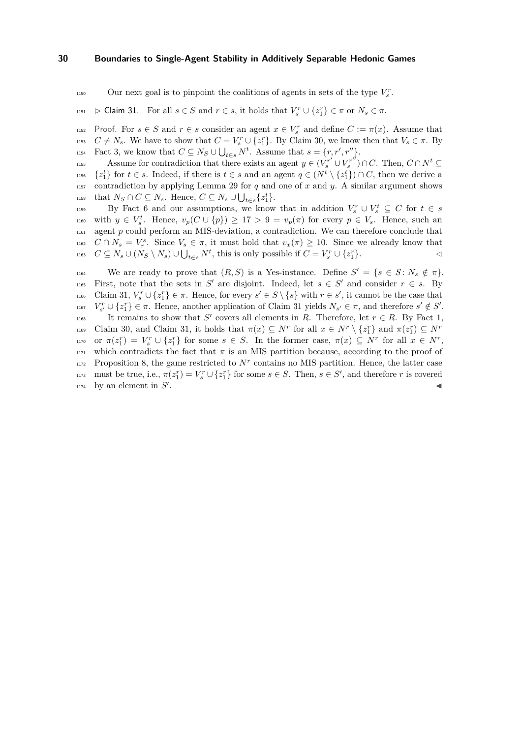Our next goal is to pinpoint the coalitions of agents in sets of the type $V_s^r$.

▷ Claim 31. For all $s \in S$ and $r \in s$, it holds that $V_s^r \cup \{z_1^r\} \in \pi$ or $N_s \in \pi$.

Proof. For $s \in S$ and $r \in s$ consider an agent $x \in V_s^r$ and define $C := \pi(x)$. Assume that $C \neq N_s$. We have to show that $C = V_s^r \cup \{z_1^r\}$. By Claim 30, we know then that $V_s \in \pi$. By Fact 3, we know that $C \subseteq N_S \cup \bigcup_{t \in s} N^t$. Assume that $s = \{r, r', r''\}$.

Assume for contradiction that there exists an agent $y \in (V_s^{r'} \cup V_s^{r''}) \cap C$. Then, $C \cap N^t \subseteq \{z_1^t\}$ for $t \in s$. Indeed, if there is $t \in s$ and an agent $q \in (N^t \setminus \{z_1^t\}) \cap C$, then we derive a contradiction by applying Lemma 29 for $q$ and one of $x$ and $y$. A similar argument shows that $N_S \cap C \subseteq N_s$. Hence, $C \subseteq N_s \cup \bigcup_{t \in s} \{z_1^t\}$.

By Fact 6 and our assumptions, we know that in addition $V_s^r \cup V_s^t \subseteq C$ for $t \in s$ with $y \in V_s^t$. Hence, $v_p(C \cup \{p\}) \geq 17 > 9 = v_p(\pi)$ for every $p \in V_s$. Hence, such an agent $p$ could perform an MIS-deviation, a contradiction. We can therefore conclude that $C \cap N_s = V_r^s$. Since $V_s \in \pi$, it must hold that $v_x(\pi) \geq 10$. Since we already know that $C \subseteq N_s \cup (N_S \setminus N_s) \cup \bigcup_{t \in s} N^t$, this is only possible if $C = V_s^r \cup \{z_1^r\}$. ◁

We are ready to prove that $(R, S)$ is a Yes-instance. Define $S' = \{s \in S \colon N_s \notin \pi\}$. First, note that the sets in $S'$ are disjoint. Indeed, let $s \in S'$ and consider $r \in s$. By Claim 31, $V_s^r \cup \{z_1^r\} \in \pi$. Hence, for every $s' \in S \setminus \{s\}$ with $r \in s'$, it cannot be the case that $V_{s'}^r \cup \{z_1^r\} \in \pi$. Hence, another application of Claim 31 yields $N_{s'} \in \pi$, and therefore $s' \notin S'$.

It remains to show that $S'$ covers all elements in $R$. Therefore, let $r \in R$. By Fact 1, Claim 30, and Claim 31, it holds that $\pi(x) \subseteq N^r$ for all $x \in N^r \setminus \{z_1^r\}$ and $\pi(z_1^r) \subseteq N^r$ or $\pi(z_1^r) = V_s^r \cup \{z_1^r\}$ for some $s \in S$. In the former case, $\pi(x) \subseteq N^r$ for all $x \in N^r$, which contradicts the fact that $\pi$ is an MIS partition because, according to the proof of Proposition 8, the game restricted to $N^r$ contains no MIS partition. Hence, the latter case must be true, i.e., $\pi(z_1^r) = V_s^r \cup \{z_1^r\}$ for some $s \in S$. Then, $s \in S'$, and therefore $r$ is covered by an element in $S'$. ◀